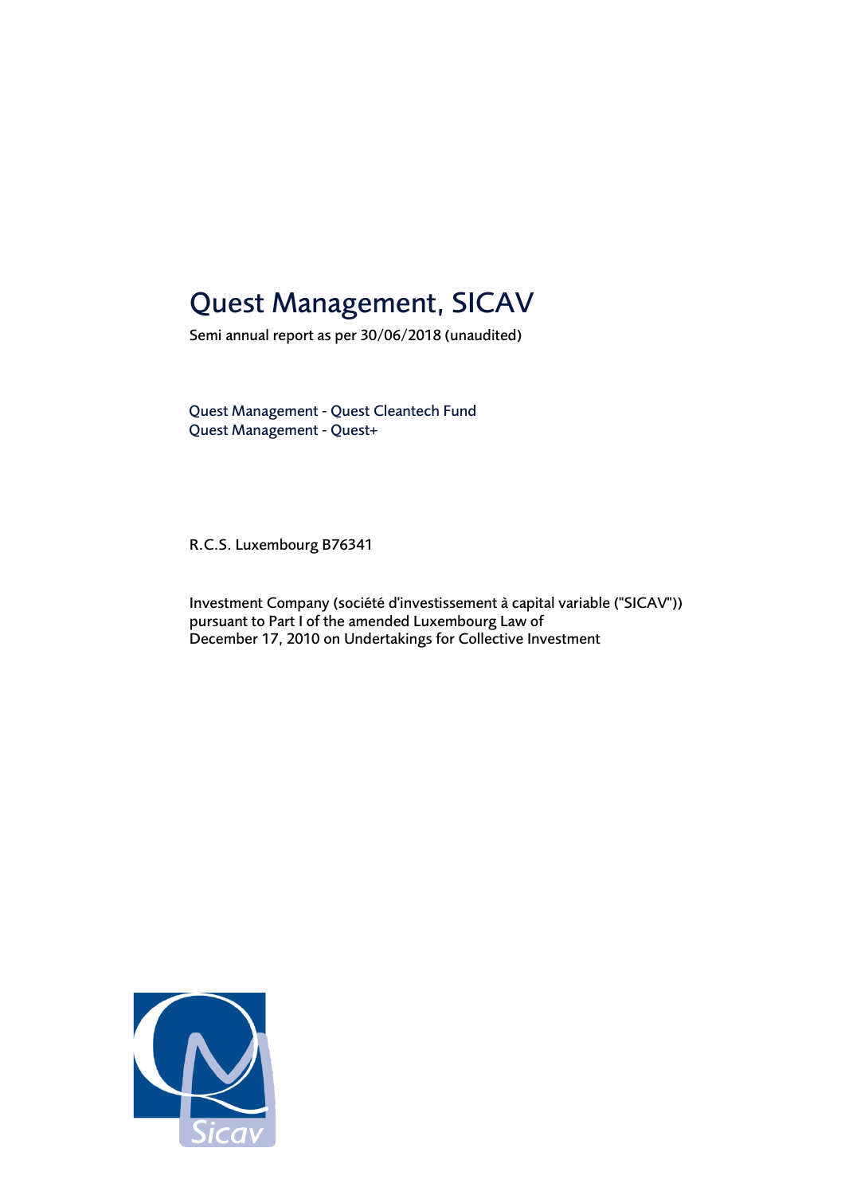# Quest Management, SICAV

Semi annual report as per 30/06/2018 (unaudited)

Quest Management - Quest Cleantech Fund
Quest Management - Quest+

R.C.S. Luxembourg B76341

Investment Company (société d'investissement à capital variable ("SICAV"))
pursuant to Part I of the amended Luxembourg Law of
December 17, 2010 on Undertakings for Collective Investment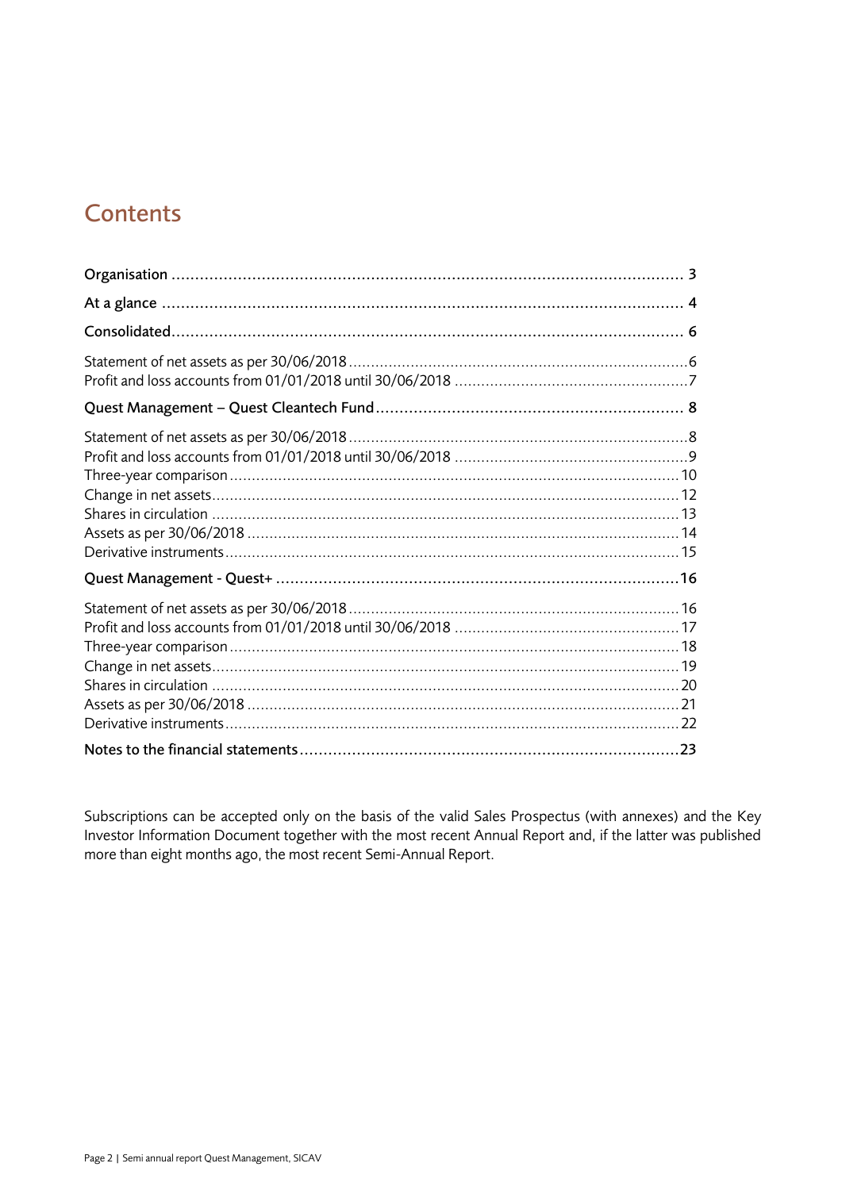# Contents

| | |
|---|---|
| **Organisation** | **3** |
| **At a glance** | **4** |
| **Consolidated** | **6** |
| Statement of net assets as per 30/06/2018 | 6 |
| Profit and loss accounts from 01/01/2018 until 30/06/2018 | 7 |
| **Quest Management – Quest Cleantech Fund** | **8** |
| Statement of net assets as per 30/06/2018 | 8 |
| Profit and loss accounts from 01/01/2018 until 30/06/2018 | 9 |
| Three-year comparison | 10 |
| Change in net assets | 12 |
| Shares in circulation | 13 |
| Assets as per 30/06/2018 | 14 |
| Derivative instruments | 15 |
| **Quest Management - Quest+** | **16** |
| Statement of net assets as per 30/06/2018 | 16 |
| Profit and loss accounts from 01/01/2018 until 30/06/2018 | 17 |
| Three-year comparison | 18 |
| Change in net assets | 19 |
| Shares in circulation | 20 |
| Assets as per 30/06/2018 | 21 |
| Derivative instruments | 22 |
| **Notes to the financial statements** | **23** |

Subscriptions can be accepted only on the basis of the valid Sales Prospectus (with annexes) and the Key Investor Information Document together with the most recent Annual Report and, if the latter was published more than eight months ago, the most recent Semi-Annual Report.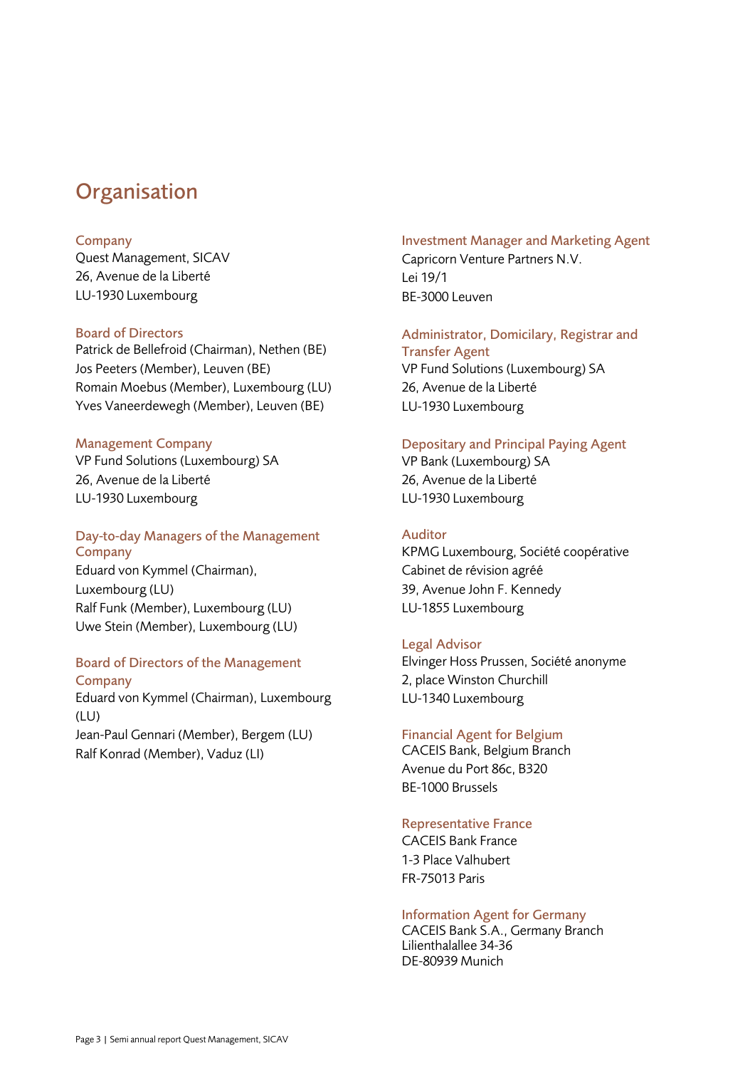# Organisation

### Company
Quest Management, SICAV
26, Avenue de la Liberté
LU-1930 Luxembourg

### Board of Directors
Patrick de Bellefroid (Chairman), Nethen (BE)
Jos Peeters (Member), Leuven (BE)
Romain Moebus (Member), Luxembourg (LU)
Yves Vaneerdewegh (Member), Leuven (BE)

### Management Company
VP Fund Solutions (Luxembourg) SA
26, Avenue de la Liberté
LU-1930 Luxembourg

### Day-to-day Managers of the Management Company
Eduard von Kymmel (Chairman), Luxembourg (LU)
Ralf Funk (Member), Luxembourg (LU)
Uwe Stein (Member), Luxembourg (LU)

### Board of Directors of the Management Company
Eduard von Kymmel (Chairman), Luxembourg (LU)
Jean-Paul Gennari (Member), Bergem (LU)
Ralf Konrad (Member), Vaduz (LI)

### Investment Manager and Marketing Agent
Capricorn Venture Partners N.V.
Lei 19/1
BE-3000 Leuven

### Administrator, Domicilary, Registrar and Transfer Agent
VP Fund Solutions (Luxembourg) SA
26, Avenue de la Liberté
LU-1930 Luxembourg

### Depositary and Principal Paying Agent
VP Bank (Luxembourg) SA
26, Avenue de la Liberté
LU-1930 Luxembourg

### Auditor
KPMG Luxembourg, Société coopérative
Cabinet de révision agréé
39, Avenue John F. Kennedy
LU-1855 Luxembourg

### Legal Advisor
Elvinger Hoss Prussen, Société anonyme
2, place Winston Churchill
LU-1340 Luxembourg

### Financial Agent for Belgium
CACEIS Bank, Belgium Branch
Avenue du Port 86c, B320
BE-1000 Brussels

### Representative France
CACEIS Bank France
1-3 Place Valhubert
FR-75013 Paris

### Information Agent for Germany
CACEIS Bank S.A., Germany Branch
Lilienthalallee 34-36
DE-80939 Munich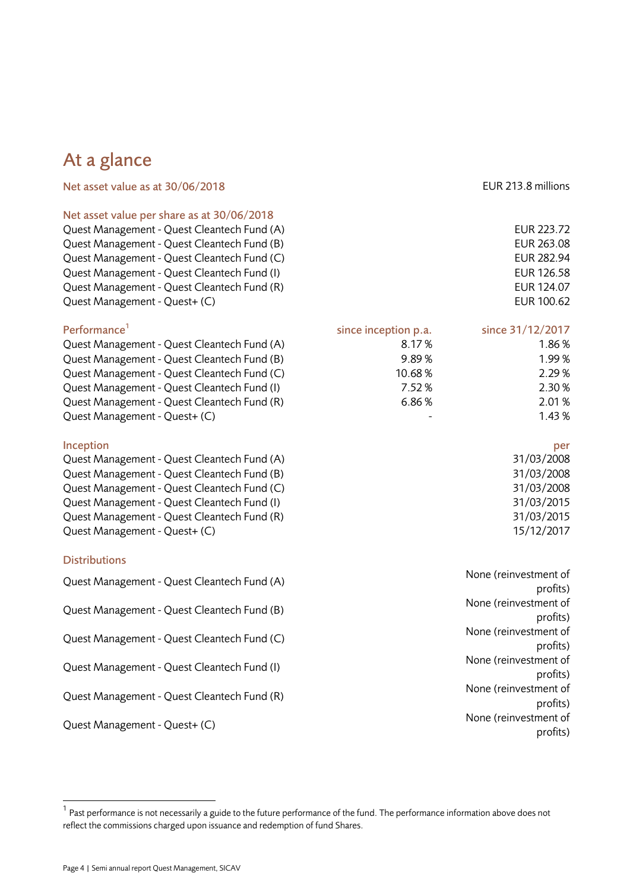# At a glance

| Net asset value as at 30/06/2018 | | EUR 213.8 millions |
|---|---|---|
| **Net asset value per share as at 30/06/2018** | | |
| Quest Management - Quest Cleantech Fund (A) | | EUR 223.72 |
| Quest Management - Quest Cleantech Fund (B) | | EUR 263.08 |
| Quest Management - Quest Cleantech Fund (C) | | EUR 282.94 |
| Quest Management - Quest Cleantech Fund (I) | | EUR 126.58 |
| Quest Management - Quest Cleantech Fund (R) | | EUR 124.07 |
| Quest Management - Quest+ (C) | | EUR 100.62 |
| **Performance[1]** | **since inception p.a.** | **since 31/12/2017** |
| Quest Management - Quest Cleantech Fund (A) | 8.17 % | 1.86 % |
| Quest Management - Quest Cleantech Fund (B) | 9.89 % | 1.99 % |
| Quest Management - Quest Cleantech Fund (C) | 10.68 % | 2.29 % |
| Quest Management - Quest Cleantech Fund (I) | 7.52 % | 2.30 % |
| Quest Management - Quest Cleantech Fund (R) | 6.86 % | 2.01 % |
| Quest Management - Quest+ (C) | - | 1.43 % |
| **Inception** | | **per** |
| Quest Management - Quest Cleantech Fund (A) | | 31/03/2008 |
| Quest Management - Quest Cleantech Fund (B) | | 31/03/2008 |
| Quest Management - Quest Cleantech Fund (C) | | 31/03/2008 |
| Quest Management - Quest Cleantech Fund (I) | | 31/03/2015 |
| Quest Management - Quest Cleantech Fund (R) | | 31/03/2015 |
| Quest Management - Quest+ (C) | | 15/12/2017 |
| **Distributions** | | |
| Quest Management - Quest Cleantech Fund (A) | | None (reinvestment of profits) |
| Quest Management - Quest Cleantech Fund (B) | | None (reinvestment of profits) |
| Quest Management - Quest Cleantech Fund (C) | | None (reinvestment of profits) |
| Quest Management - Quest Cleantech Fund (I) | | None (reinvestment of profits) |
| Quest Management - Quest Cleantech Fund (R) | | None (reinvestment of profits) |
| Quest Management - Quest+ (C) | | None (reinvestment of profits) |

[1] Past performance is not necessarily a guide to the future performance of the fund. The performance information above does not reflect the commissions charged upon issuance and redemption of fund Shares.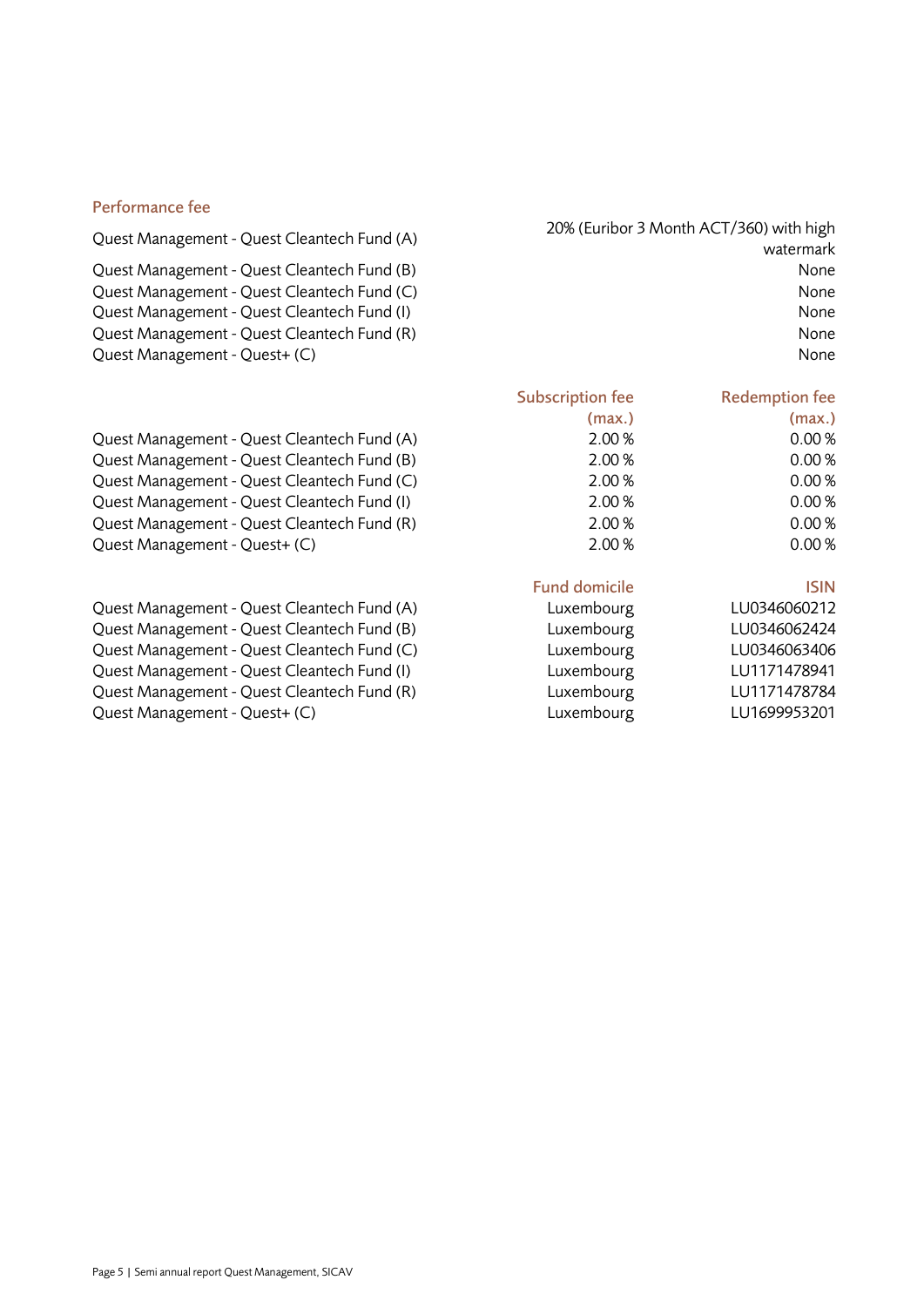### Performance fee

| | Performance fee |
|---|---|
| Quest Management - Quest Cleantech Fund (A) | 20% (Euribor 3 Month ACT/360) with high watermark |
| Quest Management - Quest Cleantech Fund (B) | None |
| Quest Management - Quest Cleantech Fund (C) | None |
| Quest Management - Quest Cleantech Fund (I) | None |
| Quest Management - Quest Cleantech Fund (R) | None |
| Quest Management - Quest+ (C) | None |

| | Subscription fee (max.) | Redemption fee (max.) |
|---|---|---|
| Quest Management - Quest Cleantech Fund (A) | 2.00 % | 0.00 % |
| Quest Management - Quest Cleantech Fund (B) | 2.00 % | 0.00 % |
| Quest Management - Quest Cleantech Fund (C) | 2.00 % | 0.00 % |
| Quest Management - Quest Cleantech Fund (I) | 2.00 % | 0.00 % |
| Quest Management - Quest Cleantech Fund (R) | 2.00 % | 0.00 % |
| Quest Management - Quest+ (C) | 2.00 % | 0.00 % |

| | Fund domicile | ISIN |
|---|---|---|
| Quest Management - Quest Cleantech Fund (A) | Luxembourg | LU0346060212 |
| Quest Management - Quest Cleantech Fund (B) | Luxembourg | LU0346062424 |
| Quest Management - Quest Cleantech Fund (C) | Luxembourg | LU0346063406 |
| Quest Management - Quest Cleantech Fund (I) | Luxembourg | LU1171478941 |
| Quest Management - Quest Cleantech Fund (R) | Luxembourg | LU1171478784 |
| Quest Management - Quest+ (C) | Luxembourg | LU1699953201 |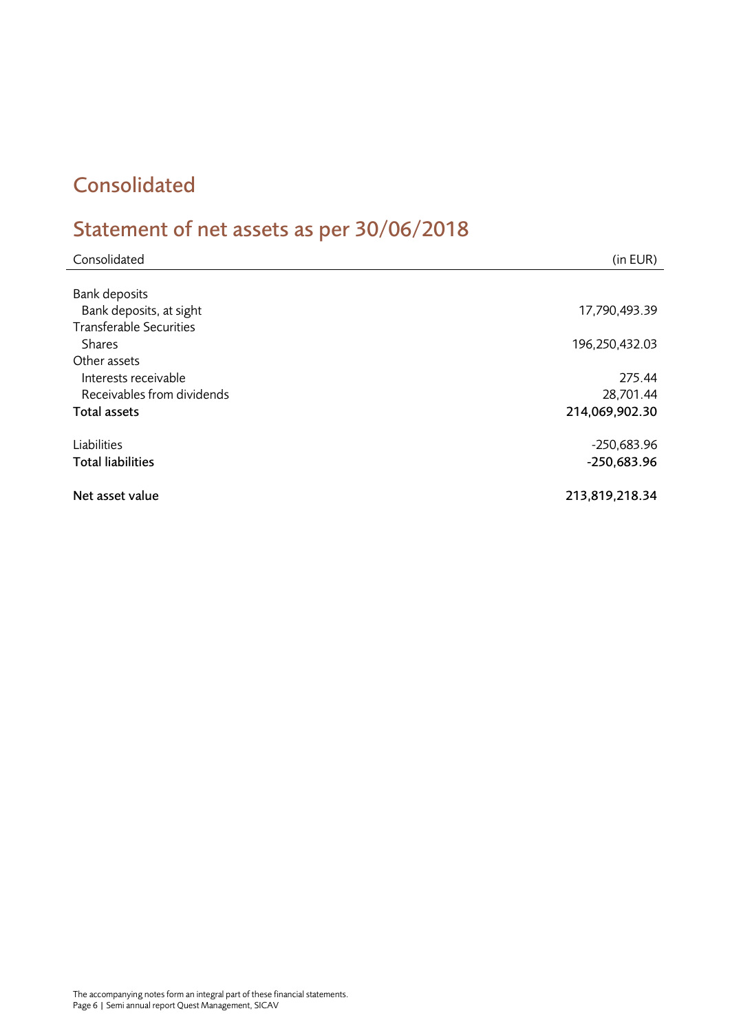# Consolidated

## Statement of net assets as per 30/06/2018

| Consolidated | (in EUR) |
|---|---|
| Bank deposits | |
| Bank deposits, at sight | 17,790,493.39 |
| Transferable Securities | |
| Shares | 196,250,432.03 |
| Other assets | |
| Interests receivable | 275.44 |
| Receivables from dividends | 28,701.44 |
| **Total assets** | **214,069,902.30** |
| | |
| Liabilities | -250,683.96 |
| **Total liabilities** | **-250,683.96** |
| | |
| **Net asset value** | **213,819,218.34** |

The accompanying notes form an integral part of these financial statements.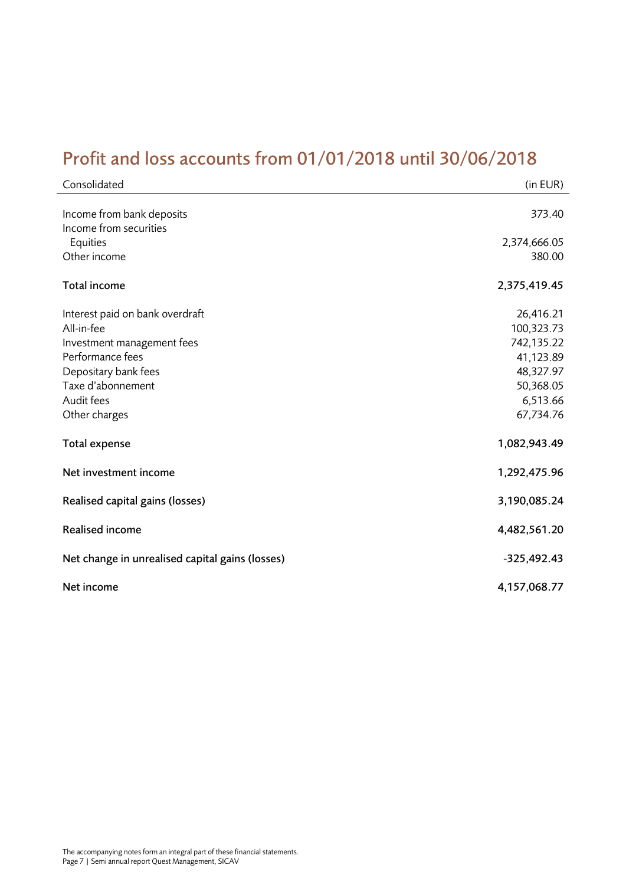# Profit and loss accounts from 01/01/2018 until 30/06/2018

| Consolidated | (in EUR) |
|---|---|
| Income from bank deposits | 373.40 |
| Income from securities | |
| Equities | 2,374,666.05 |
| Other income | 380.00 |
| **Total income** | **2,375,419.45** |
| Interest paid on bank overdraft | 26,416.21 |
| All-in-fee | 100,323.73 |
| Investment management fees | 742,135.22 |
| Performance fees | 41,123.89 |
| Depositary bank fees | 48,327.97 |
| Taxe d'abonnement | 50,368.05 |
| Audit fees | 6,513.66 |
| Other charges | 67,734.76 |
| **Total expense** | **1,082,943.49** |
| **Net investment income** | **1,292,475.96** |
| **Realised capital gains (losses)** | **3,190,085.24** |
| **Realised income** | **4,482,561.20** |
| **Net change in unrealised capital gains (losses)** | **-325,492.43** |
| **Net income** | **4,157,068.77** |

The accompanying notes form an integral part of these financial statements.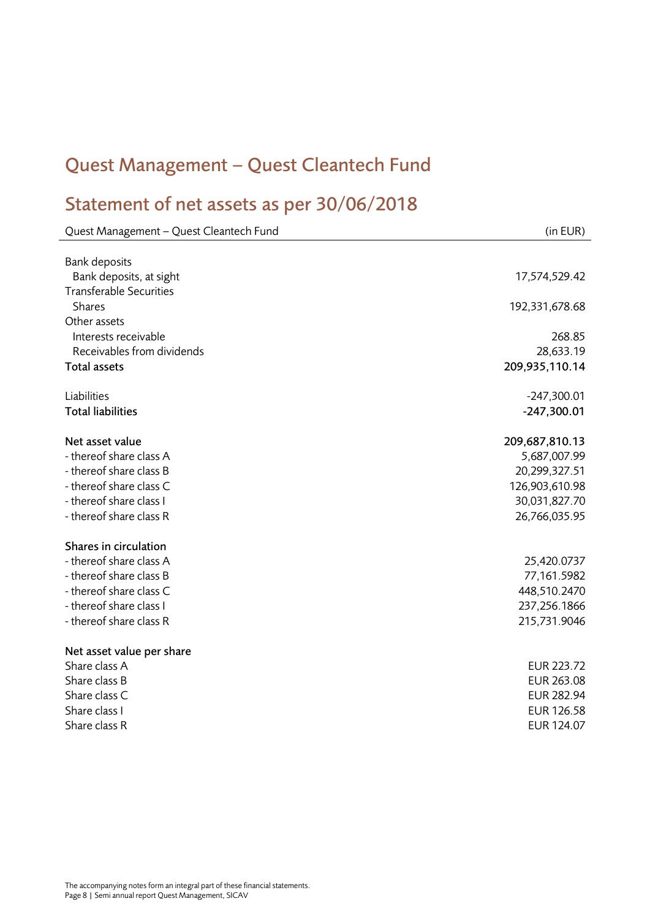# Quest Management – Quest Cleantech Fund

## Statement of net assets as per 30/06/2018

| Quest Management – Quest Cleantech Fund | (in EUR) |
|---|---|
| Bank deposits | |
| Bank deposits, at sight | 17,574,529.42 |
| Transferable Securities | |
| Shares | 192,331,678.68 |
| Other assets | |
| Interests receivable | 268.85 |
| Receivables from dividends | 28,633.19 |
| **Total assets** | **209,935,110.14** |
| | |
| Liabilities | -247,300.01 |
| **Total liabilities** | **-247,300.01** |
| | |
| **Net asset value** | **209,687,810.13** |
| - thereof share class A | 5,687,007.99 |
| - thereof share class B | 20,299,327.51 |
| - thereof share class C | 126,903,610.98 |
| - thereof share class I | 30,031,827.70 |
| - thereof share class R | 26,766,035.95 |
| | |
| **Shares in circulation** | |
| - thereof share class A | 25,420.0737 |
| - thereof share class B | 77,161.5982 |
| - thereof share class C | 448,510.2470 |
| - thereof share class I | 237,256.1866 |
| - thereof share class R | 215,731.9046 |
| | |
| **Net asset value per share** | |
| Share class A | EUR 223.72 |
| Share class B | EUR 263.08 |
| Share class C | EUR 282.94 |
| Share class I | EUR 126.58 |
| Share class R | EUR 124.07 |

The accompanying notes form an integral part of these financial statements.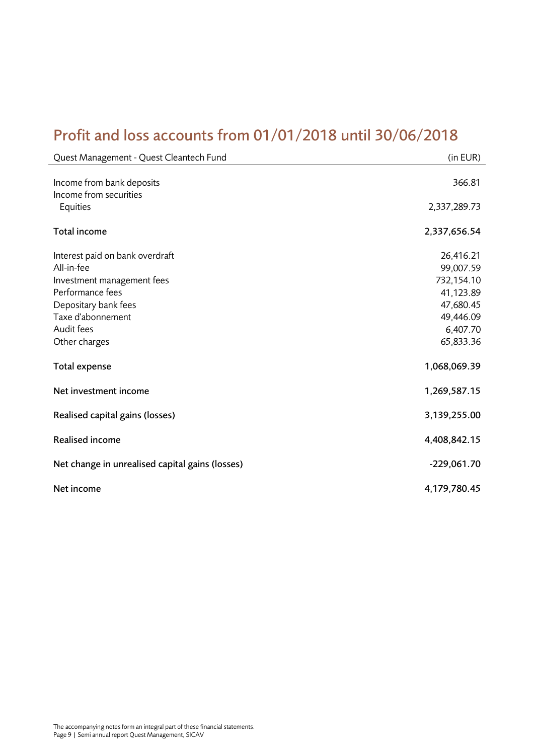# Profit and loss accounts from 01/01/2018 until 30/06/2018

| Quest Management - Quest Cleantech Fund | (in EUR) |
|---|---|
| Income from bank deposits | 366.81 |
| Income from securities | |
| Equities | 2,337,289.73 |
| **Total income** | **2,337,656.54** |
| Interest paid on bank overdraft | 26,416.21 |
| All-in-fee | 99,007.59 |
| Investment management fees | 732,154.10 |
| Performance fees | 41,123.89 |
| Depositary bank fees | 47,680.45 |
| Taxe d'abonnement | 49,446.09 |
| Audit fees | 6,407.70 |
| Other charges | 65,833.36 |
| **Total expense** | **1,068,069.39** |
| **Net investment income** | **1,269,587.15** |
| **Realised capital gains (losses)** | **3,139,255.00** |
| **Realised income** | **4,408,842.15** |
| **Net change in unrealised capital gains (losses)** | **-229,061.70** |
| **Net income** | **4,179,780.45** |

The accompanying notes form an integral part of these financial statements.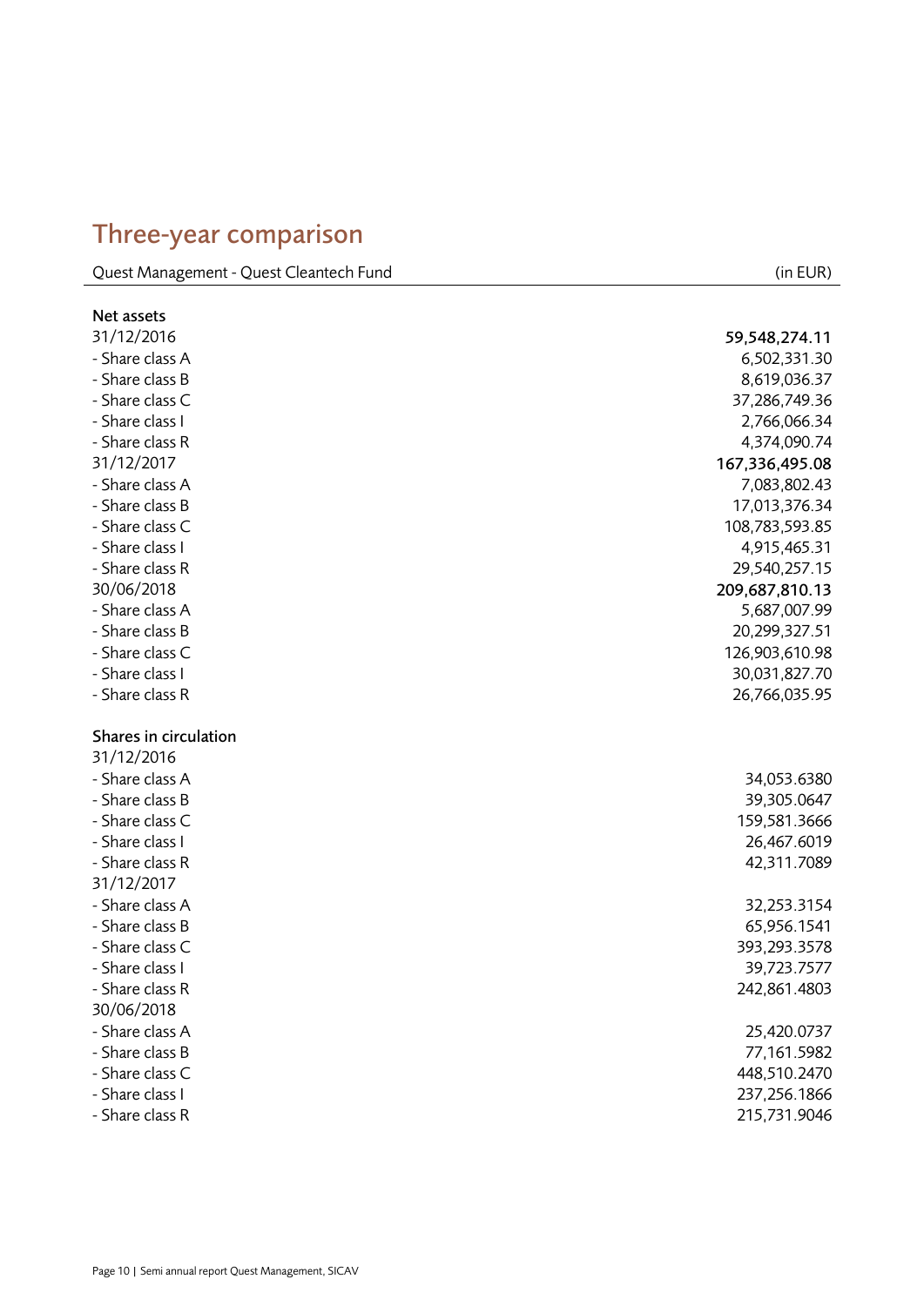# Three-year comparison

| Quest Management - Quest Cleantech Fund | (in EUR) |
|---|---|
| **Net assets** | |
| 31/12/2016 | **59,548,274.11** |
| - Share class A | 6,502,331.30 |
| - Share class B | 8,619,036.37 |
| - Share class C | 37,286,749.36 |
| - Share class I | 2,766,066.34 |
| - Share class R | 4,374,090.74 |
| 31/12/2017 | **167,336,495.08** |
| - Share class A | 7,083,802.43 |
| - Share class B | 17,013,376.34 |
| - Share class C | 108,783,593.85 |
| - Share class I | 4,915,465.31 |
| - Share class R | 29,540,257.15 |
| 30/06/2018 | **209,687,810.13** |
| - Share class A | 5,687,007.99 |
| - Share class B | 20,299,327.51 |
| - Share class C | 126,903,610.98 |
| - Share class I | 30,031,827.70 |
| - Share class R | 26,766,035.95 |
| | |
| **Shares in circulation** | |
| 31/12/2016 | |
| - Share class A | 34,053.6380 |
| - Share class B | 39,305.0647 |
| - Share class C | 159,581.3666 |
| - Share class I | 26,467.6019 |
| - Share class R | 42,311.7089 |
| 31/12/2017 | |
| - Share class A | 32,253.3154 |
| - Share class B | 65,956.1541 |
| - Share class C | 393,293.3578 |
| - Share class I | 39,723.7577 |
| - Share class R | 242,861.4803 |
| 30/06/2018 | |
| - Share class A | 25,420.0737 |
| - Share class B | 77,161.5982 |
| - Share class C | 448,510.2470 |
| - Share class I | 237,256.1866 |
| - Share class R | 215,731.9046 |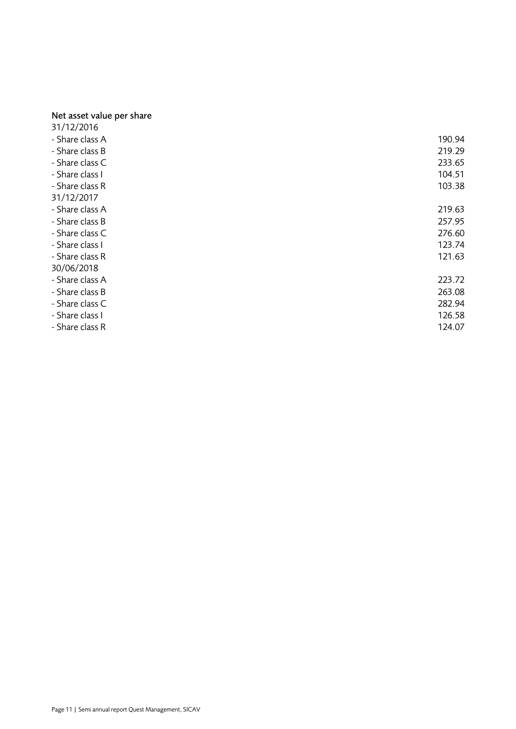**Net asset value per share**

| | |
|---|---|
| 31/12/2016 | |
| - Share class A | 190.94 |
| - Share class B | 219.29 |
| - Share class C | 233.65 |
| - Share class I | 104.51 |
| - Share class R | 103.38 |
| 31/12/2017 | |
| - Share class A | 219.63 |
| - Share class B | 257.95 |
| - Share class C | 276.60 |
| - Share class I | 123.74 |
| - Share class R | 121.63 |
| 30/06/2018 | |
| - Share class A | 223.72 |
| - Share class B | 263.08 |
| - Share class C | 282.94 |
| - Share class I | 126.58 |
| - Share class R | 124.07 |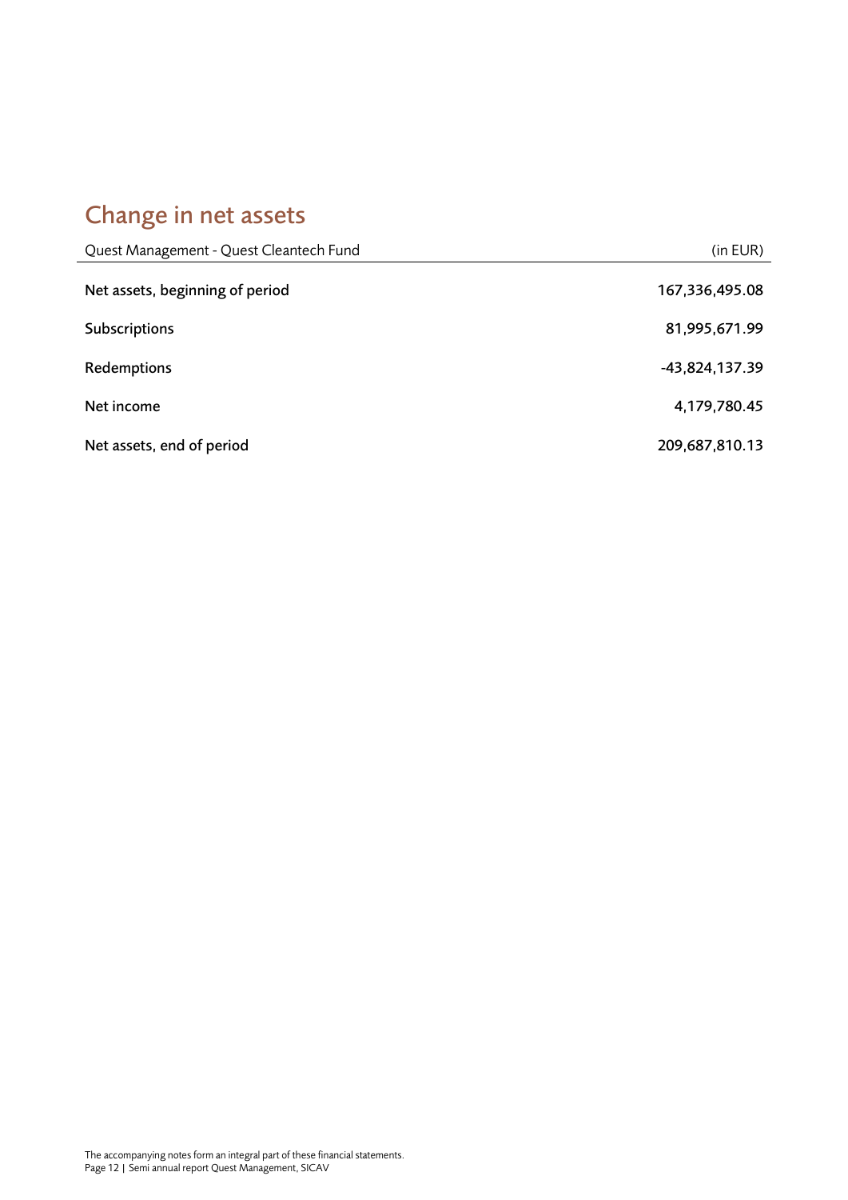# Change in net assets

| Quest Management - Quest Cleantech Fund | (in EUR) |
| --- | ---: |
| **Net assets, beginning of period** | 167,336,495.08 |
| **Subscriptions** | 81,995,671.99 |
| **Redemptions** | -43,824,137.39 |
| **Net income** | 4,179,780.45 |
| **Net assets, end of period** | 209,687,810.13 |

The accompanying notes form an integral part of these financial statements.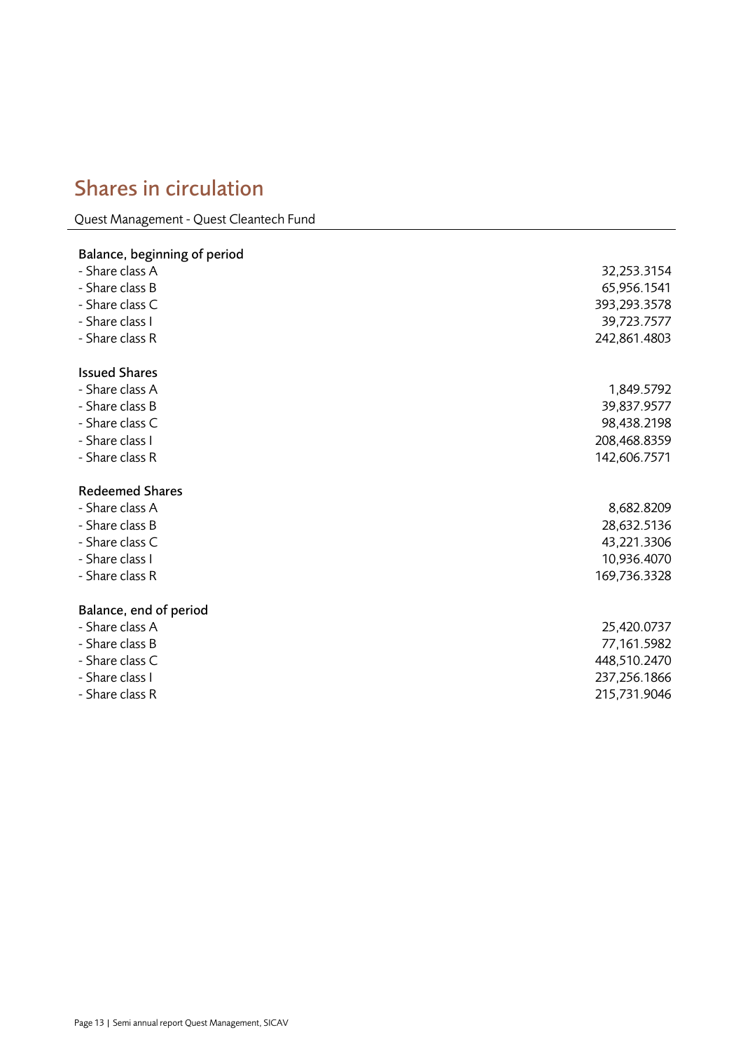# Shares in circulation

Quest Management - Quest Cleantech Fund

| | |
|---|---:|
| **Balance, beginning of period** | |
| - Share class A | 32,253.3154 |
| - Share class B | 65,956.1541 |
| - Share class C | 393,293.3578 |
| - Share class I | 39,723.7577 |
| - Share class R | 242,861.4803 |
| **Issued Shares** | |
| - Share class A | 1,849.5792 |
| - Share class B | 39,837.9577 |
| - Share class C | 98,438.2198 |
| - Share class I | 208,468.8359 |
| - Share class R | 142,606.7571 |
| **Redeemed Shares** | |
| - Share class A | 8,682.8209 |
| - Share class B | 28,632.5136 |
| - Share class C | 43,221.3306 |
| - Share class I | 10,936.4070 |
| - Share class R | 169,736.3328 |
| **Balance, end of period** | |
| - Share class A | 25,420.0737 |
| - Share class B | 77,161.5982 |
| - Share class C | 448,510.2470 |
| - Share class I | 237,256.1866 |
| - Share class R | 215,731.9046 |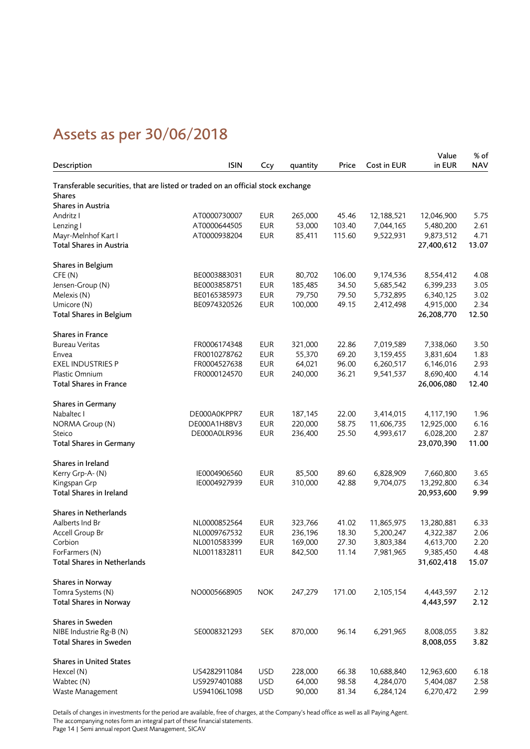# Assets as per 30/06/2018

| Description | ISIN | Ccy | quantity | Price | Cost in EUR | Value in EUR | % of NAV |
|---|---|---|---|---|---|---|---|
| Transferable securities, that are listed or traded on an official stock exchange | | | | | | | |
| Shares | | | | | | | |
| Shares in Austria | | | | | | | |
| Andritz I | AT0000730007 | EUR | 265,000 | 45.46 | 12,188,521 | 12,046,900 | 5.75 |
| Lenzing I | AT0000644505 | EUR | 53,000 | 103.40 | 7,044,165 | 5,480,200 | 2.61 |
| Mayr-Melnhof Kart I | AT0000938204 | EUR | 85,411 | 115.60 | 9,522,931 | 9,873,512 | 4.71 |
| **Total Shares in Austria** | | | | | | **27,400,612** | **13.07** |
| Shares in Belgium | | | | | | | |
| CFE (N) | BE0003883031 | EUR | 80,702 | 106.00 | 9,174,536 | 8,554,412 | 4.08 |
| Jensen-Group (N) | BE0003858751 | EUR | 185,485 | 34.50 | 5,685,542 | 6,399,233 | 3.05 |
| Melexis (N) | BE0165385973 | EUR | 79,750 | 79.50 | 5,732,895 | 6,340,125 | 3.02 |
| Umicore (N) | BE0974320526 | EUR | 100,000 | 49.15 | 2,412,498 | 4,915,000 | 2.34 |
| **Total Shares in Belgium** | | | | | | **26,208,770** | **12.50** |
| Shares in France | | | | | | | |
| Bureau Veritas | FR0006174348 | EUR | 321,000 | 22.86 | 7,019,589 | 7,338,060 | 3.50 |
| Envea | FR0010278762 | EUR | 55,370 | 69.20 | 3,159,455 | 3,831,604 | 1.83 |
| EXEL INDUSTRIES P | FR0004527638 | EUR | 64,021 | 96.00 | 6,260,517 | 6,146,016 | 2.93 |
| Plastic Omnium | FR0000124570 | EUR | 240,000 | 36.21 | 9,541,537 | 8,690,400 | 4.14 |
| **Total Shares in France** | | | | | | **26,006,080** | **12.40** |
| Shares in Germany | | | | | | | |
| Nabaltec I | DE000A0KPPR7 | EUR | 187,145 | 22.00 | 3,414,015 | 4,117,190 | 1.96 |
| NORMA Group (N) | DE000A1H8BV3 | EUR | 220,000 | 58.75 | 11,606,735 | 12,925,000 | 6.16 |
| Steico | DE000A0LR936 | EUR | 236,400 | 25.50 | 4,993,617 | 6,028,200 | 2.87 |
| **Total Shares in Germany** | | | | | | **23,070,390** | **11.00** |
| Shares in Ireland | | | | | | | |
| Kerry Grp-A- (N) | IE0004906560 | EUR | 85,500 | 89.60 | 6,828,909 | 7,660,800 | 3.65 |
| Kingspan Grp | IE0004927939 | EUR | 310,000 | 42.88 | 9,704,075 | 13,292,800 | 6.34 |
| **Total Shares in Ireland** | | | | | | **20,953,600** | **9.99** |
| Shares in Netherlands | | | | | | | |
| Aalberts Ind Br | NL0000852564 | EUR | 323,766 | 41.02 | 11,865,975 | 13,280,881 | 6.33 |
| Accell Group Br | NL0009767532 | EUR | 236,196 | 18.30 | 5,200,247 | 4,322,387 | 2.06 |
| Corbion | NL0010583399 | EUR | 169,000 | 27.30 | 3,803,384 | 4,613,700 | 2.20 |
| ForFarmers (N) | NL0011832811 | EUR | 842,500 | 11.14 | 7,981,965 | 9,385,450 | 4.48 |
| **Total Shares in Netherlands** | | | | | | **31,602,418** | **15.07** |
| Shares in Norway | | | | | | | |
| Tomra Systems (N) | NO0005668905 | NOK | 247,279 | 171.00 | 2,105,154 | 4,443,597 | 2.12 |
| **Total Shares in Norway** | | | | | | **4,443,597** | **2.12** |
| Shares in Sweden | | | | | | | |
| NIBE Industrie Rg-B (N) | SE0008321293 | SEK | 870,000 | 96.14 | 6,291,965 | 8,008,055 | 3.82 |
| **Total Shares in Sweden** | | | | | | **8,008,055** | **3.82** |
| Shares in United States | | | | | | | |
| Hexcel (N) | US4282911084 | USD | 228,000 | 66.38 | 10,688,840 | 12,963,600 | 6.18 |
| Wabtec (N) | US9297401088 | USD | 64,000 | 98.58 | 4,284,070 | 5,404,087 | 2.58 |
| Waste Management | US94106L1098 | USD | 90,000 | 81.34 | 6,284,124 | 6,270,472 | 2.99 |

Details of changes in investments for the period are available, free of charges, at the Company's head office as well as all Paying Agent.
The accompanying notes form an integral part of these financial statements.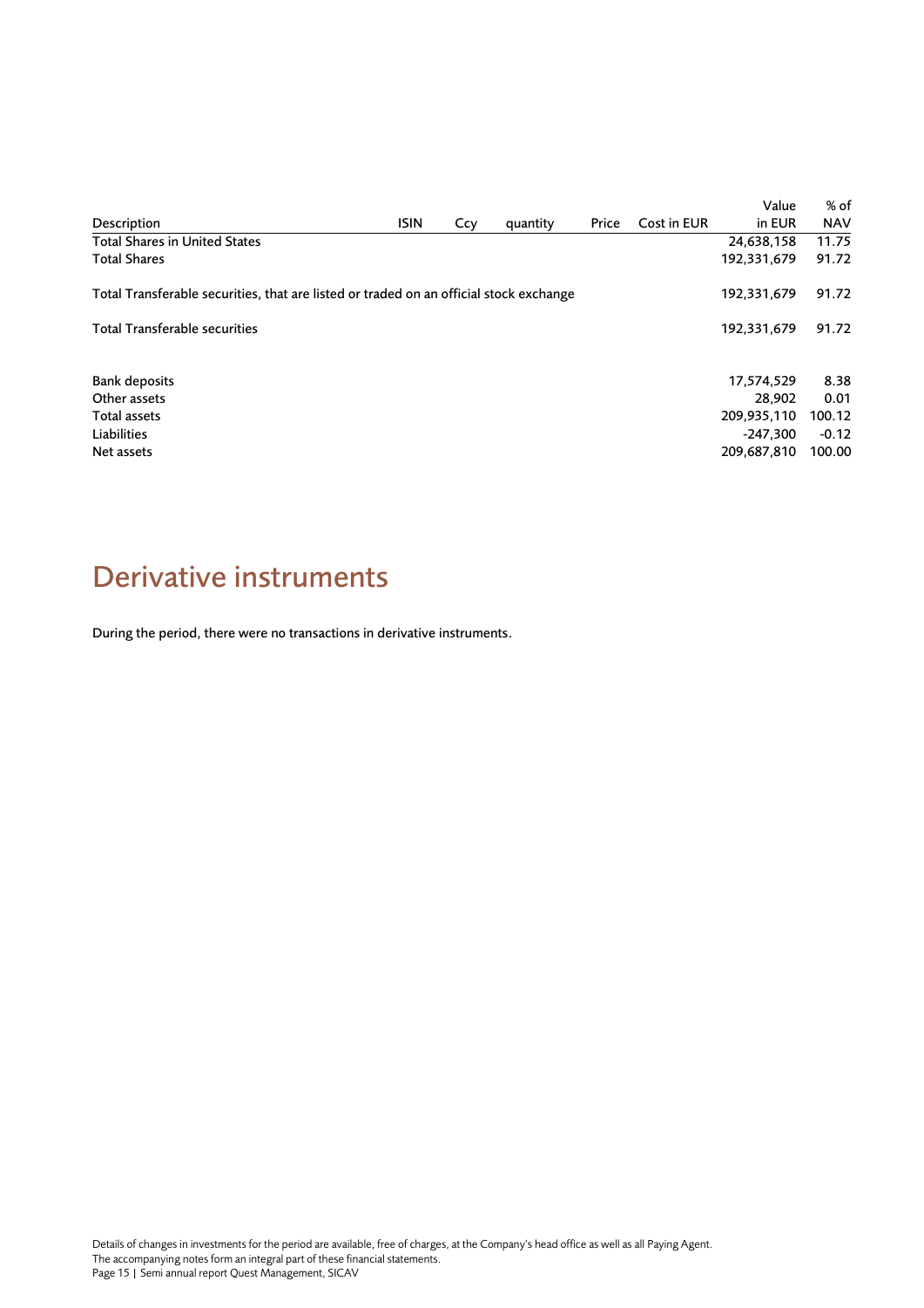| Description | ISIN | Ccy | quantity | Price | Cost in EUR | Value in EUR | % of NAV |
|---|---|---|---|---|---|---|---|
| Total Shares in United States | | | | | | 24,638,158 | 11.75 |
| Total Shares | | | | | | 192,331,679 | 91.72 |
| Total Transferable securities, that are listed or traded on an official stock exchange | | | | | | 192,331,679 | 91.72 |
| Total Transferable securities | | | | | | 192,331,679 | 91.72 |
| Bank deposits | | | | | | 17,574,529 | 8.38 |
| Other assets | | | | | | 28,902 | 0.01 |
| Total assets | | | | | | 209,935,110 | 100.12 |
| Liabilities | | | | | | -247,300 | -0.12 |
| Net assets | | | | | | 209,687,810 | 100.00 |

# Derivative instruments

During the period, there were no transactions in derivative instruments.

Details of changes in investments for the period are available, free of charges, at the Company's head office as well as all Paying Agent.
The accompanying notes form an integral part of these financial statements.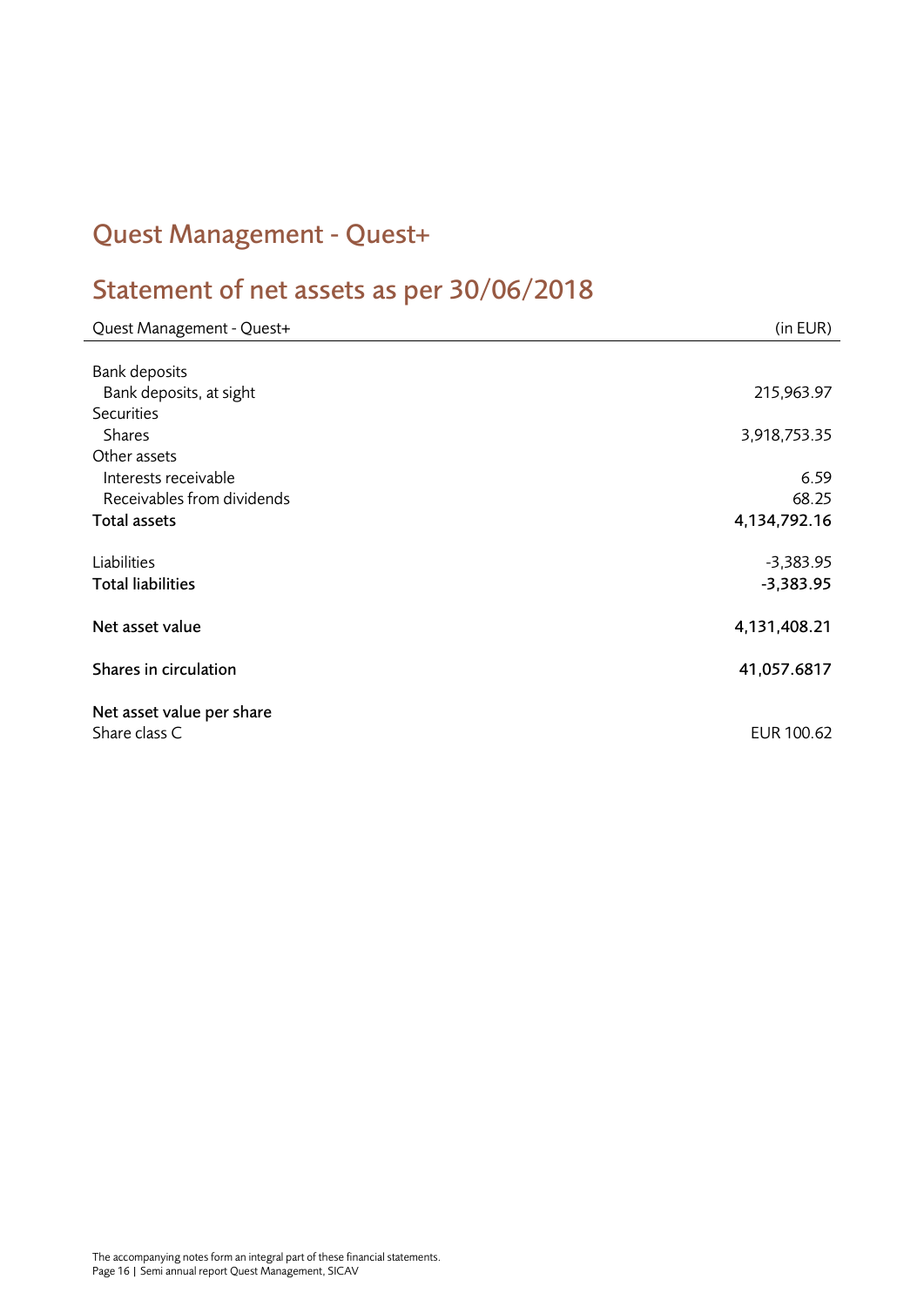# Quest Management - Quest+

## Statement of net assets as per 30/06/2018

| Quest Management - Quest+ | (in EUR) |
|---|---|
| Bank deposits | |
| Bank deposits, at sight | 215,963.97 |
| Securities | |
| Shares | 3,918,753.35 |
| Other assets | |
| Interests receivable | 6.59 |
| Receivables from dividends | 68.25 |
| **Total assets** | **4,134,792.16** |
| Liabilities | -3,383.95 |
| **Total liabilities** | **-3,383.95** |
| **Net asset value** | **4,131,408.21** |
| **Shares in circulation** | **41,057.6817** |
| **Net asset value per share** | |
| Share class C | EUR 100.62 |

The accompanying notes form an integral part of these financial statements.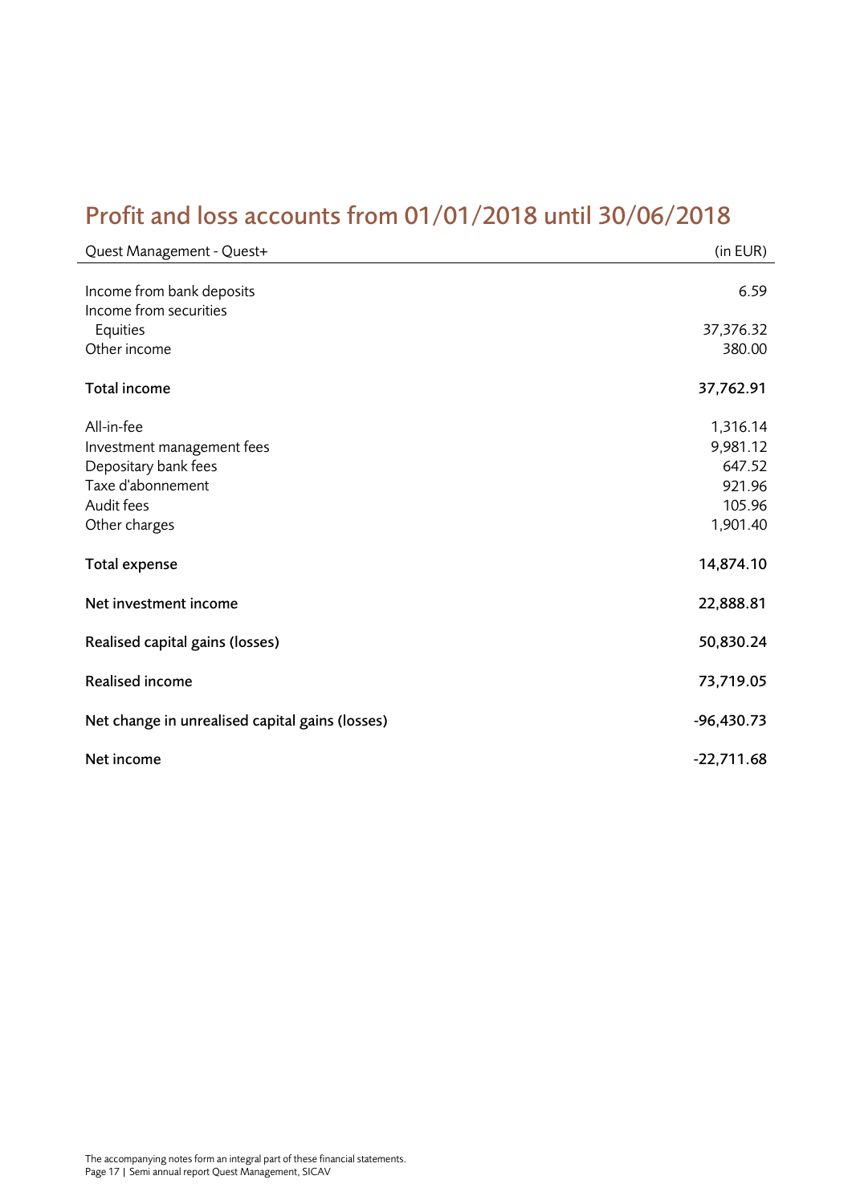# Profit and loss accounts from 01/01/2018 until 30/06/2018

| Quest Management - Quest+ | (in EUR) |
|---|---|
| Income from bank deposits | 6.59 |
| Income from securities | |
| Equities | 37,376.32 |
| Other income | 380.00 |
| **Total income** | **37,762.91** |
| All-in-fee | 1,316.14 |
| Investment management fees | 9,981.12 |
| Depositary bank fees | 647.52 |
| Taxe d'abonnement | 921.96 |
| Audit fees | 105.96 |
| Other charges | 1,901.40 |
| **Total expense** | **14,874.10** |
| **Net investment income** | **22,888.81** |
| **Realised capital gains (losses)** | **50,830.24** |
| **Realised income** | **73,719.05** |
| **Net change in unrealised capital gains (losses)** | **-96,430.73** |
| **Net income** | **-22,711.68** |

The accompanying notes form an integral part of these financial statements.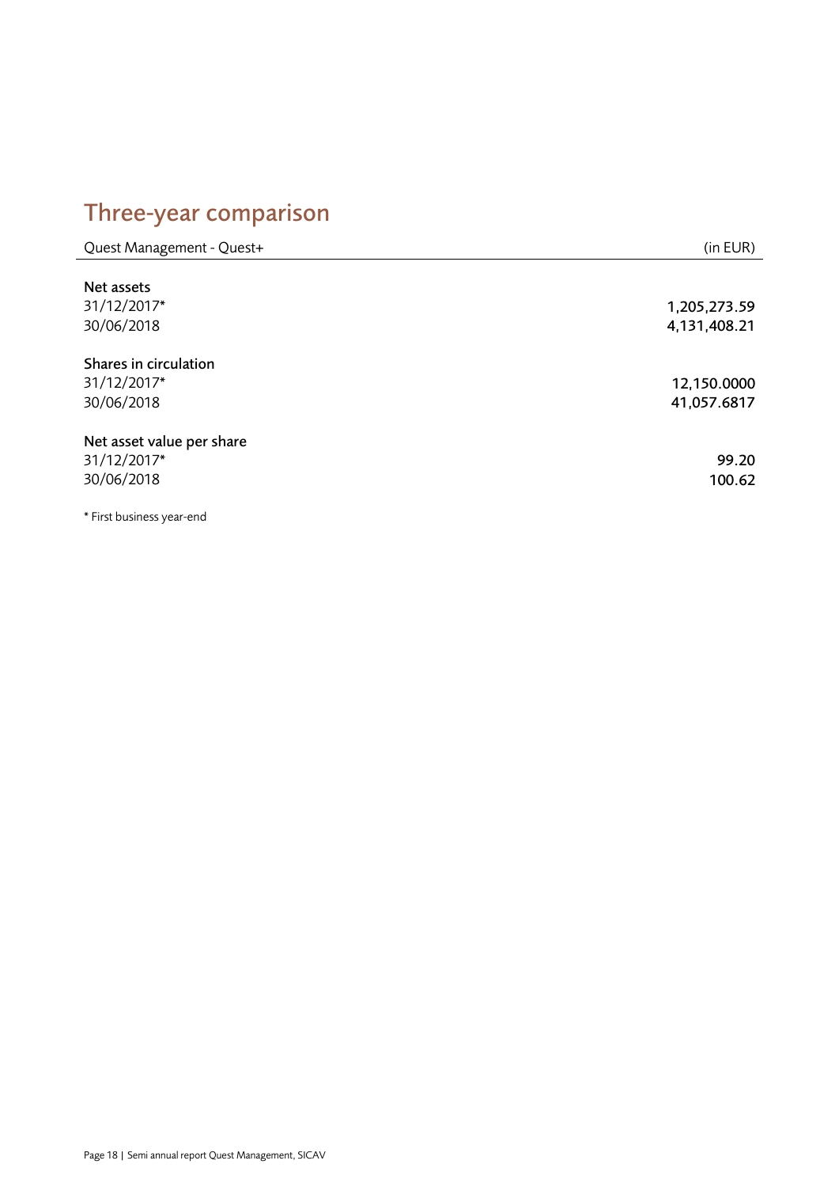# Three-year comparison

| Quest Management - Quest+ | (in EUR) |
| --- | --- |
| **Net assets** | |
| 31/12/2017* | 1,205,273.59 |
| 30/06/2018 | 4,131,408.21 |
| **Shares in circulation** | |
| 31/12/2017* | 12,150.0000 |
| 30/06/2018 | 41,057.6817 |
| **Net asset value per share** | |
| 31/12/2017* | 99.20 |
| 30/06/2018 | 100.62 |

* First business year-end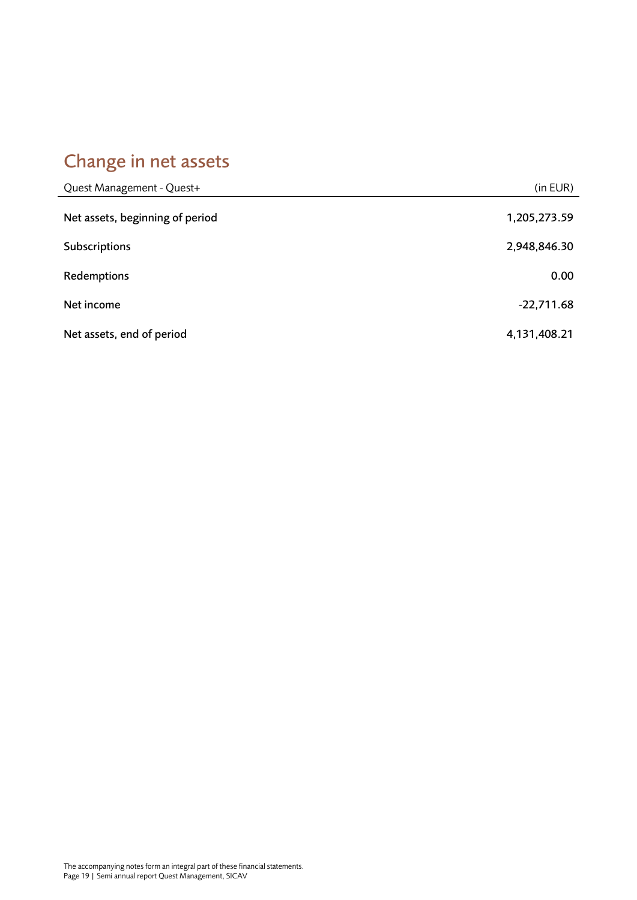# Change in net assets

| Quest Management - Quest+ | (in EUR) |
|---|---:|
| **Net assets, beginning of period** | 1,205,273.59 |
| **Subscriptions** | 2,948,846.30 |
| **Redemptions** | 0.00 |
| **Net income** | -22,711.68 |
| **Net assets, end of period** | 4,131,408.21 |

The accompanying notes form an integral part of these financial statements.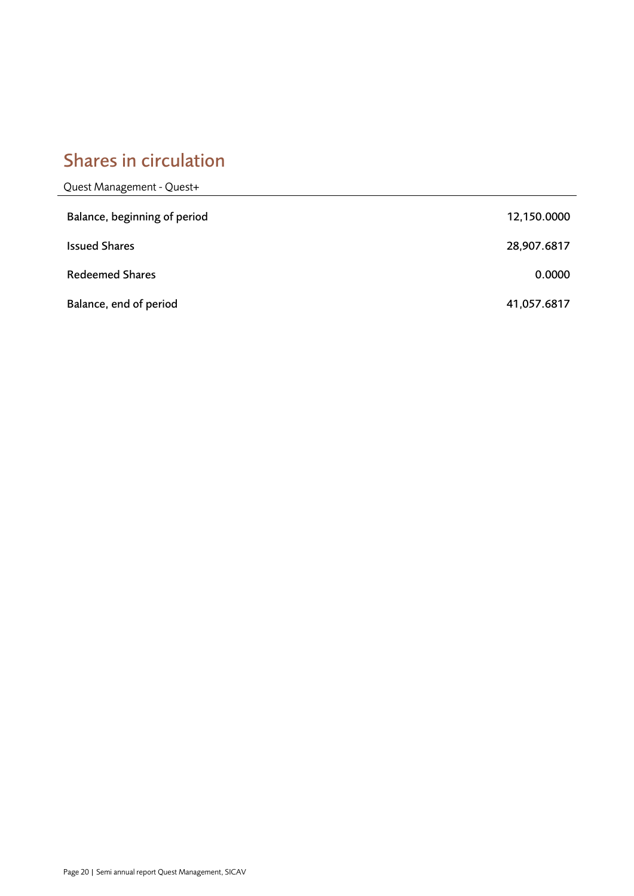# Shares in circulation

| Quest Management - Quest+ | |
|---|---|
| Balance, beginning of period | 12,150.0000 |
| Issued Shares | 28,907.6817 |
| Redeemed Shares | 0.0000 |
| Balance, end of period | 41,057.6817 |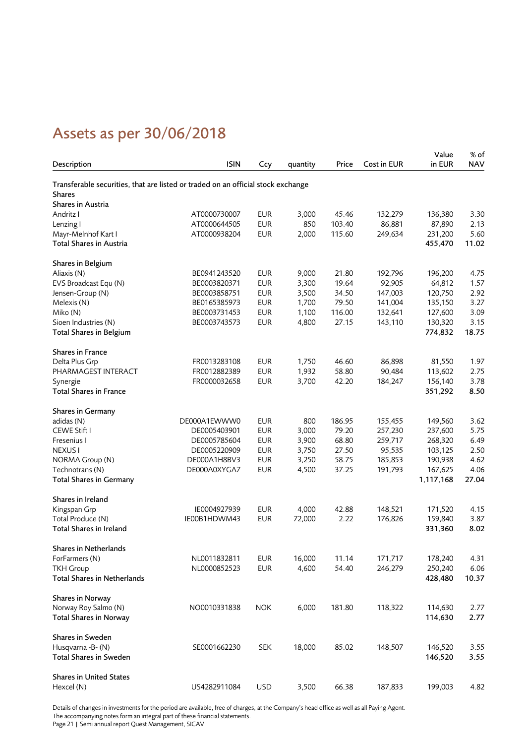## Assets as per 30/06/2018

| Description | ISIN | Ccy | quantity | Price | Cost in EUR | Value in EUR | % of NAV |
|---|---|---|---|---|---|---|---|
| **Transferable securities, that are listed or traded on an official stock exchange** | | | | | | | |
| **Shares** | | | | | | | |
| **Shares in Austria** | | | | | | | |
| Andritz I | AT0000730007 | EUR | 3,000 | 45.46 | 132,279 | 136,380 | 3.30 |
| Lenzing I | AT0000644505 | EUR | 850 | 103.40 | 86,881 | 87,890 | 2.13 |
| Mayr-Melnhof Kart I | AT0000938204 | EUR | 2,000 | 115.60 | 249,634 | 231,200 | 5.60 |
| **Total Shares in Austria** | | | | | | **455,470** | **11.02** |
| **Shares in Belgium** | | | | | | | |
| Aliaxis (N) | BE0941243520 | EUR | 9,000 | 21.80 | 192,796 | 196,200 | 4.75 |
| EVS Broadcast Equ (N) | BE0003820371 | EUR | 3,300 | 19.64 | 92,905 | 64,812 | 1.57 |
| Jensen-Group (N) | BE0003858751 | EUR | 3,500 | 34.50 | 147,003 | 120,750 | 2.92 |
| Melexis (N) | BE0165385973 | EUR | 1,700 | 79.50 | 141,004 | 135,150 | 3.27 |
| Miko (N) | BE0003731453 | EUR | 1,100 | 116.00 | 132,641 | 127,600 | 3.09 |
| Sioen Industries (N) | BE0003743573 | EUR | 4,800 | 27.15 | 143,110 | 130,320 | 3.15 |
| **Total Shares in Belgium** | | | | | | **774,832** | **18.75** |
| **Shares in France** | | | | | | | |
| Delta Plus Grp | FR0013283108 | EUR | 1,750 | 46.60 | 86,898 | 81,550 | 1.97 |
| PHARMAGEST INTERACT | FR0012882389 | EUR | 1,932 | 58.80 | 90,484 | 113,602 | 2.75 |
| Synergie | FR0000032658 | EUR | 3,700 | 42.20 | 184,247 | 156,140 | 3.78 |
| **Total Shares in France** | | | | | | **351,292** | **8.50** |
| **Shares in Germany** | | | | | | | |
| adidas (N) | DE000A1EWWW0 | EUR | 800 | 186.95 | 155,455 | 149,560 | 3.62 |
| CEWE Stift I | DE0005403901 | EUR | 3,000 | 79.20 | 257,230 | 237,600 | 5.75 |
| Fresenius I | DE0005785604 | EUR | 3,900 | 68.80 | 259,717 | 268,320 | 6.49 |
| NEXUS I | DE0005220909 | EUR | 3,750 | 27.50 | 95,535 | 103,125 | 2.50 |
| NORMA Group (N) | DE000A1H8BV3 | EUR | 3,250 | 58.75 | 185,853 | 190,938 | 4.62 |
| Technotrans (N) | DE000A0XYGA7 | EUR | 4,500 | 37.25 | 191,793 | 167,625 | 4.06 |
| **Total Shares in Germany** | | | | | | **1,117,168** | **27.04** |
| **Shares in Ireland** | | | | | | | |
| Kingspan Grp | IE0004927939 | EUR | 4,000 | 42.88 | 148,521 | 171,520 | 4.15 |
| Total Produce (N) | IE00B1HDWM43 | EUR | 72,000 | 2.22 | 176,826 | 159,840 | 3.87 |
| **Total Shares in Ireland** | | | | | | **331,360** | **8.02** |
| **Shares in Netherlands** | | | | | | | |
| ForFarmers (N) | NL0011832811 | EUR | 16,000 | 11.14 | 171,717 | 178,240 | 4.31 |
| TKH Group | NL0000852523 | EUR | 4,600 | 54.40 | 246,279 | 250,240 | 6.06 |
| **Total Shares in Netherlands** | | | | | | **428,480** | **10.37** |
| **Shares in Norway** | | | | | | | |
| Norway Roy Salmo (N) | NO0010331838 | NOK | 6,000 | 181.80 | 118,322 | 114,630 | 2.77 |
| **Total Shares in Norway** | | | | | | **114,630** | **2.77** |
| **Shares in Sweden** | | | | | | | |
| Husqvarna -B- (N) | SE0001662230 | SEK | 18,000 | 85.02 | 148,507 | 146,520 | 3.55 |
| **Total Shares in Sweden** | | | | | | **146,520** | **3.55** |
| **Shares in United States** | | | | | | | |
| Hexcel (N) | US4282911084 | USD | 3,500 | 66.38 | 187,833 | 199,003 | 4.82 |

Details of changes in investments for the period are available, free of charges, at the Company's head office as well as all Paying Agent.
The accompanying notes form an integral part of these financial statements.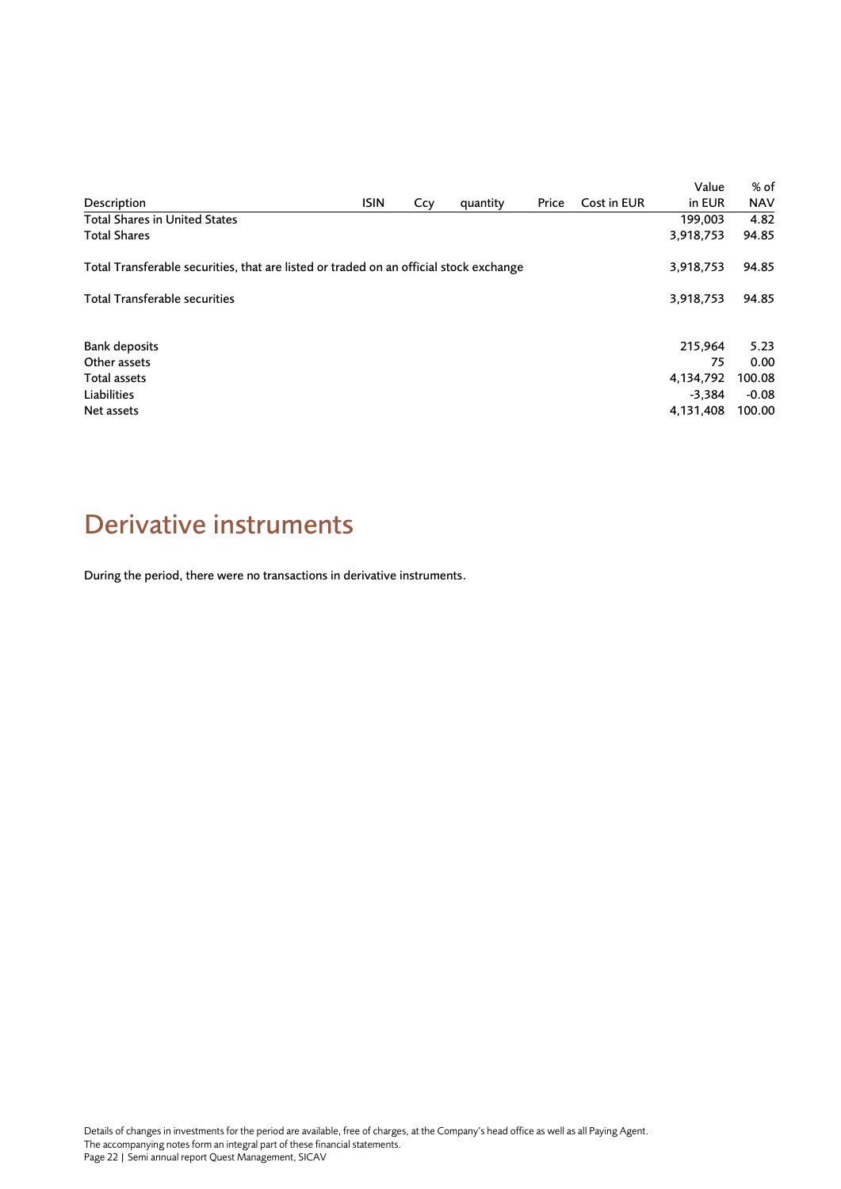| Description | ISIN | Ccy | quantity | Price | Cost in EUR | Value in EUR | % of NAV |
|---|---|---|---|---|---|---|---|
| Total Shares in United States | | | | | | 199,003 | 4.82 |
| Total Shares | | | | | | 3,918,753 | 94.85 |
| Total Transferable securities, that are listed or traded on an official stock exchange | | | | | | 3,918,753 | 94.85 |
| Total Transferable securities | | | | | | 3,918,753 | 94.85 |
| Bank deposits | | | | | | 215,964 | 5.23 |
| Other assets | | | | | | 75 | 0.00 |
| Total assets | | | | | | 4,134,792 | 100.08 |
| Liabilities | | | | | | -3,384 | -0.08 |
| Net assets | | | | | | 4,131,408 | 100.00 |

# Derivative instruments

During the period, there were no transactions in derivative instruments.

Details of changes in investments for the period are available, free of charges, at the Company's head office as well as all Paying Agent.
The accompanying notes form an integral part of these financial statements.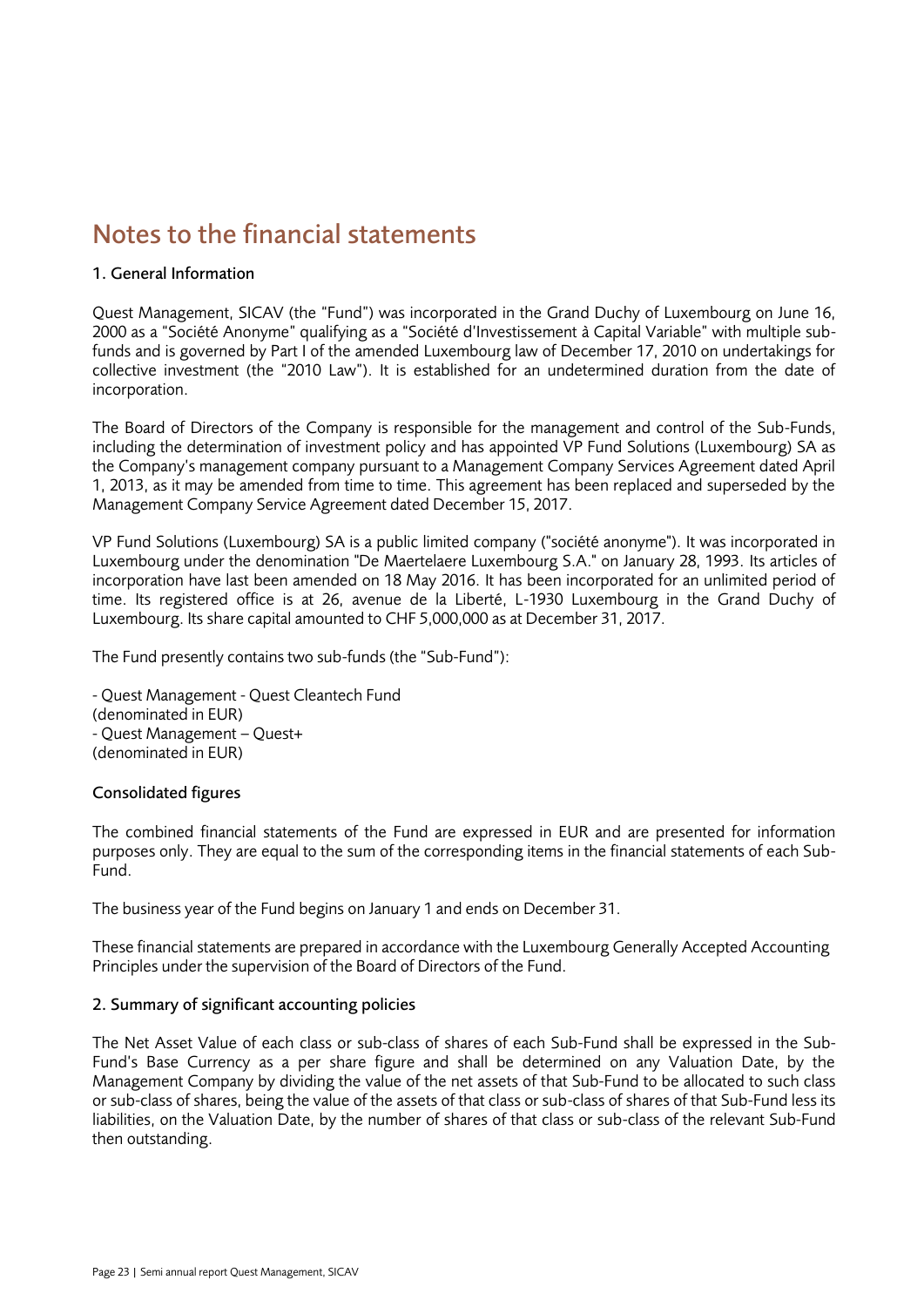# Notes to the financial statements

### 1. General Information

Quest Management, SICAV (the "Fund") was incorporated in the Grand Duchy of Luxembourg on June 16, 2000 as a "Société Anonyme" qualifying as a "Société d'Investissement à Capital Variable" with multiple sub-funds and is governed by Part I of the amended Luxembourg law of December 17, 2010 on undertakings for collective investment (the "2010 Law"). It is established for an undetermined duration from the date of incorporation.

The Board of Directors of the Company is responsible for the management and control of the Sub-Funds, including the determination of investment policy and has appointed VP Fund Solutions (Luxembourg) SA as the Company's management company pursuant to a Management Company Services Agreement dated April 1, 2013, as it may be amended from time to time. This agreement has been replaced and superseded by the Management Company Service Agreement dated December 15, 2017.

VP Fund Solutions (Luxembourg) SA is a public limited company ("société anonyme"). It was incorporated in Luxembourg under the denomination "De Maertelaere Luxembourg S.A." on January 28, 1993. Its articles of incorporation have last been amended on 18 May 2016. It has been incorporated for an unlimited period of time. Its registered office is at 26, avenue de la Liberté, L-1930 Luxembourg in the Grand Duchy of Luxembourg. Its share capital amounted to CHF 5,000,000 as at December 31, 2017.

The Fund presently contains two sub-funds (the "Sub-Fund"):

- Quest Management - Quest Cleantech Fund
(denominated in EUR)
- Quest Management – Quest+
(denominated in EUR)

### Consolidated figures

The combined financial statements of the Fund are expressed in EUR and are presented for information purposes only. They are equal to the sum of the corresponding items in the financial statements of each Sub-Fund.

The business year of the Fund begins on January 1 and ends on December 31.

These financial statements are prepared in accordance with the Luxembourg Generally Accepted Accounting Principles under the supervision of the Board of Directors of the Fund.

### 2. Summary of significant accounting policies

The Net Asset Value of each class or sub-class of shares of each Sub-Fund shall be expressed in the Sub-Fund's Base Currency as a per share figure and shall be determined on any Valuation Date, by the Management Company by dividing the value of the net assets of that Sub-Fund to be allocated to such class or sub-class of shares, being the value of the assets of that class or sub-class of shares of that Sub-Fund less its liabilities, on the Valuation Date, by the number of shares of that class or sub-class of the relevant Sub-Fund then outstanding.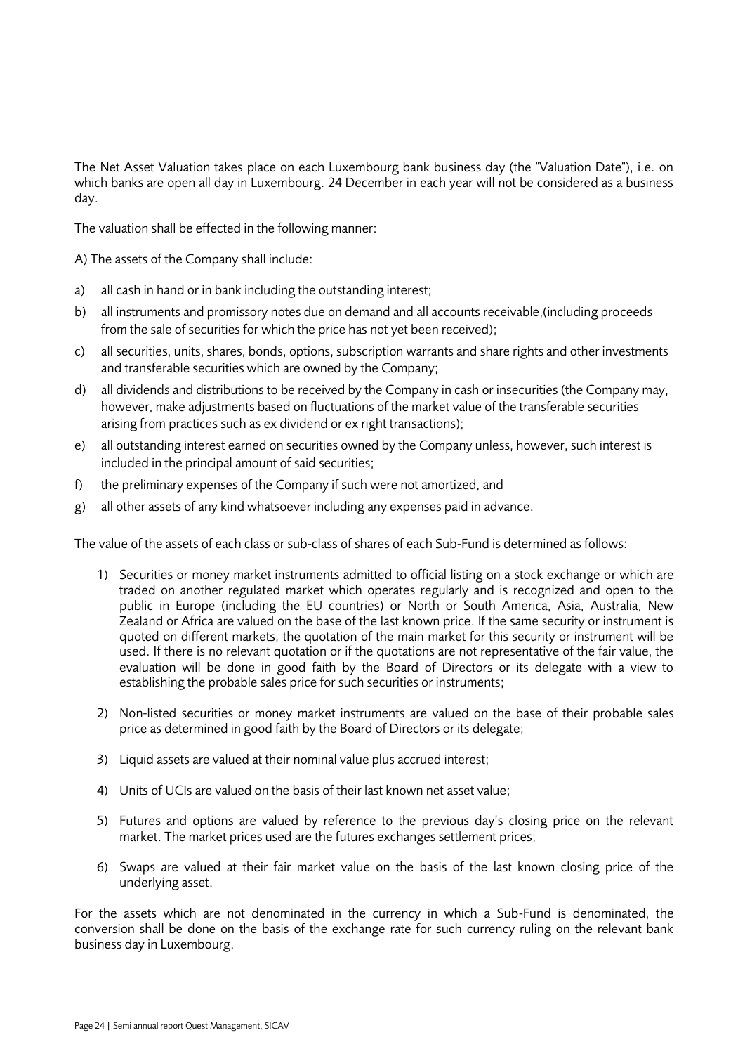The Net Asset Valuation takes place on each Luxembourg bank business day (the "Valuation Date"), i.e. on which banks are open all day in Luxembourg. 24 December in each year will not be considered as a business day.

The valuation shall be effected in the following manner:

A) The assets of the Company shall include:

a) all cash in hand or in bank including the outstanding interest;

b) all instruments and promissory notes due on demand and all accounts receivable,(including proceeds from the sale of securities for which the price has not yet been received);

c) all securities, units, shares, bonds, options, subscription warrants and share rights and other investments and transferable securities which are owned by the Company;

d) all dividends and distributions to be received by the Company in cash or insecurities (the Company may, however, make adjustments based on fluctuations of the market value of the transferable securities arising from practices such as ex dividend or ex right transactions);

e) all outstanding interest earned on securities owned by the Company unless, however, such interest is included in the principal amount of said securities;

f) the preliminary expenses of the Company if such were not amortized, and

g) all other assets of any kind whatsoever including any expenses paid in advance.

The value of the assets of each class or sub-class of shares of each Sub-Fund is determined as follows:

1) Securities or money market instruments admitted to official listing on a stock exchange or which are traded on another regulated market which operates regularly and is recognized and open to the public in Europe (including the EU countries) or North or South America, Asia, Australia, New Zealand or Africa are valued on the base of the last known price. If the same security or instrument is quoted on different markets, the quotation of the main market for this security or instrument will be used. If there is no relevant quotation or if the quotations are not representative of the fair value, the evaluation will be done in good faith by the Board of Directors or its delegate with a view to establishing the probable sales price for such securities or instruments;

2) Non-listed securities or money market instruments are valued on the base of their probable sales price as determined in good faith by the Board of Directors or its delegate;

3) Liquid assets are valued at their nominal value plus accrued interest;

4) Units of UCIs are valued on the basis of their last known net asset value;

5) Futures and options are valued by reference to the previous day's closing price on the relevant market. The market prices used are the futures exchanges settlement prices;

6) Swaps are valued at their fair market value on the basis of the last known closing price of the underlying asset.

For the assets which are not denominated in the currency in which a Sub-Fund is denominated, the conversion shall be done on the basis of the exchange rate for such currency ruling on the relevant bank business day in Luxembourg.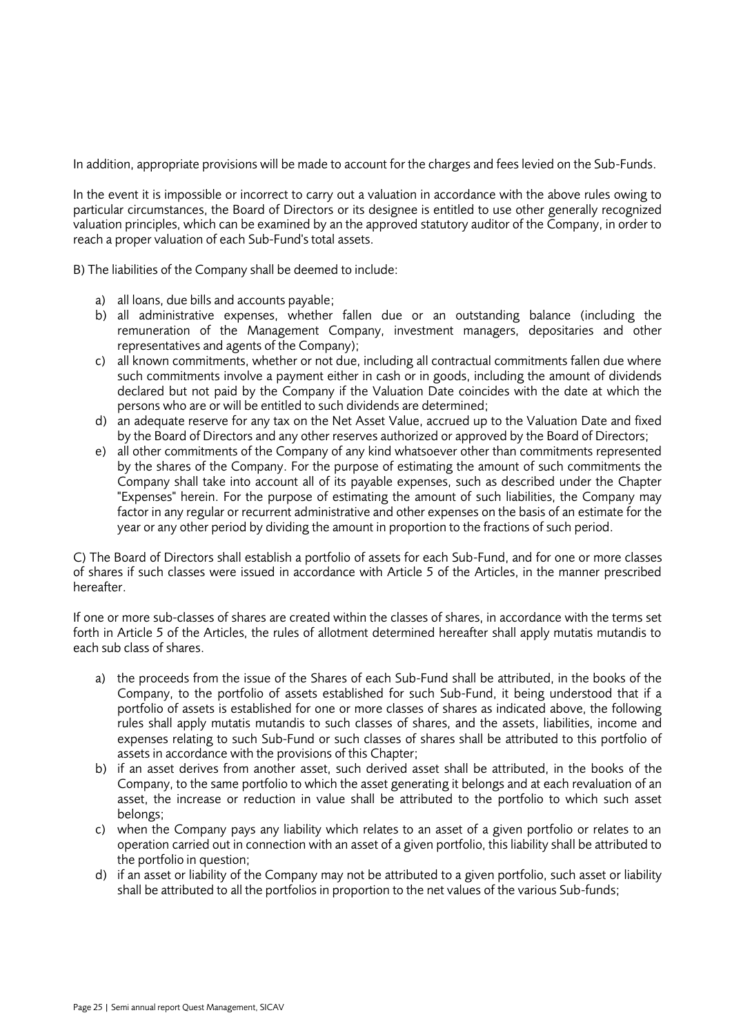In addition, appropriate provisions will be made to account for the charges and fees levied on the Sub-Funds.

In the event it is impossible or incorrect to carry out a valuation in accordance with the above rules owing to particular circumstances, the Board of Directors or its designee is entitled to use other generally recognized valuation principles, which can be examined by an the approved statutory auditor of the Company, in order to reach a proper valuation of each Sub-Fund's total assets.

B) The liabilities of the Company shall be deemed to include:

a) all loans, due bills and accounts payable;
b) all administrative expenses, whether fallen due or an outstanding balance (including the remuneration of the Management Company, investment managers, depositaries and other representatives and agents of the Company);
c) all known commitments, whether or not due, including all contractual commitments fallen due where such commitments involve a payment either in cash or in goods, including the amount of dividends declared but not paid by the Company if the Valuation Date coincides with the date at which the persons who are or will be entitled to such dividends are determined;
d) an adequate reserve for any tax on the Net Asset Value, accrued up to the Valuation Date and fixed by the Board of Directors and any other reserves authorized or approved by the Board of Directors;
e) all other commitments of the Company of any kind whatsoever other than commitments represented by the shares of the Company. For the purpose of estimating the amount of such commitments the Company shall take into account all of its payable expenses, such as described under the Chapter "Expenses" herein. For the purpose of estimating the amount of such liabilities, the Company may factor in any regular or recurrent administrative and other expenses on the basis of an estimate for the year or any other period by dividing the amount in proportion to the fractions of such period.

C) The Board of Directors shall establish a portfolio of assets for each Sub-Fund, and for one or more classes of shares if such classes were issued in accordance with Article 5 of the Articles, in the manner prescribed hereafter.

If one or more sub-classes of shares are created within the classes of shares, in accordance with the terms set forth in Article 5 of the Articles, the rules of allotment determined hereafter shall apply mutatis mutandis to each sub class of shares.

a) the proceeds from the issue of the Shares of each Sub-Fund shall be attributed, in the books of the Company, to the portfolio of assets established for such Sub-Fund, it being understood that if a portfolio of assets is established for one or more classes of shares as indicated above, the following rules shall apply mutatis mutandis to such classes of shares, and the assets, liabilities, income and expenses relating to such Sub-Fund or such classes of shares shall be attributed to this portfolio of assets in accordance with the provisions of this Chapter;
b) if an asset derives from another asset, such derived asset shall be attributed, in the books of the Company, to the same portfolio to which the asset generating it belongs and at each revaluation of an asset, the increase or reduction in value shall be attributed to the portfolio to which such asset belongs;
c) when the Company pays any liability which relates to an asset of a given portfolio or relates to an operation carried out in connection with an asset of a given portfolio, this liability shall be attributed to the portfolio in question;
d) if an asset or liability of the Company may not be attributed to a given portfolio, such asset or liability shall be attributed to all the portfolios in proportion to the net values of the various Sub-funds;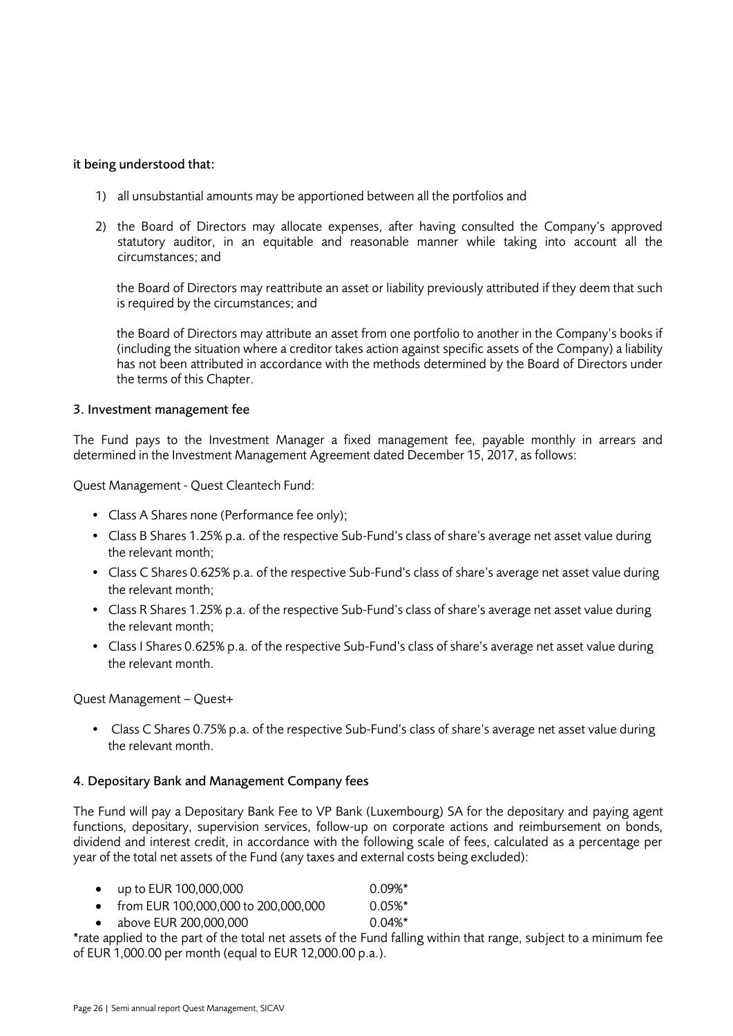it being understood that:

1) all unsubstantial amounts may be apportioned between all the portfolios and

2) the Board of Directors may allocate expenses, after having consulted the Company's approved statutory auditor, in an equitable and reasonable manner while taking into account all the circumstances; and

   the Board of Directors may reattribute an asset or liability previously attributed if they deem that such is required by the circumstances; and

   the Board of Directors may attribute an asset from one portfolio to another in the Company's books if (including the situation where a creditor takes action against specific assets of the Company) a liability has not been attributed in accordance with the methods determined by the Board of Directors under the terms of this Chapter.

## 3. Investment management fee

The Fund pays to the Investment Manager a fixed management fee, payable monthly in arrears and determined in the Investment Management Agreement dated December 15, 2017, as follows:

Quest Management - Quest Cleantech Fund:

- Class A Shares none (Performance fee only);
- Class B Shares 1.25% p.a. of the respective Sub-Fund's class of share's average net asset value during the relevant month;
- Class C Shares 0.625% p.a. of the respective Sub-Fund's class of share's average net asset value during the relevant month;
- Class R Shares 1.25% p.a. of the respective Sub-Fund's class of share's average net asset value during the relevant month;
- Class I Shares 0.625% p.a. of the respective Sub-Fund's class of share's average net asset value during the relevant month.

Quest Management – Quest+

- Class C Shares 0.75% p.a. of the respective Sub-Fund's class of share's average net asset value during the relevant month.

## 4. Depositary Bank and Management Company fees

The Fund will pay a Depositary Bank Fee to VP Bank (Luxembourg) SA for the depositary and paying agent functions, depositary, supervision services, follow-up on corporate actions and reimbursement on bonds, dividend and interest credit, in accordance with the following scale of fees, calculated as a percentage per year of the total net assets of the Fund (any taxes and external costs being excluded):

- up to EUR 100,000,000 0.09%*
- from EUR 100,000,000 to 200,000,000 0.05%*
- above EUR 200,000,000 0.04%*

*rate applied to the part of the total net assets of the Fund falling within that range, subject to a minimum fee of EUR 1,000.00 per month (equal to EUR 12,000.00 p.a.).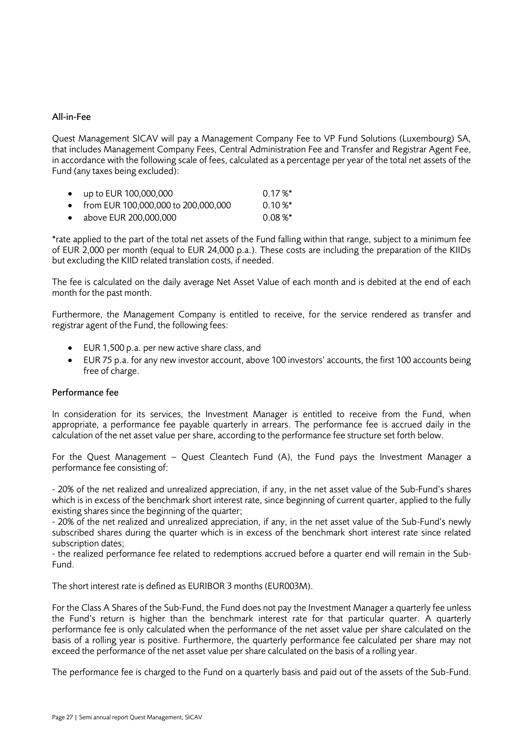### All-in-Fee

Quest Management SICAV will pay a Management Company Fee to VP Fund Solutions (Luxembourg) SA, that includes Management Company Fees, Central Administration Fee and Transfer and Registrar Agent Fee, in accordance with the following scale of fees, calculated as a percentage per year of the total net assets of the Fund (any taxes being excluded):

- up to EUR 100,000,000 0.17 %*
- from EUR 100,000,000 to 200,000,000 0.10 %*
- above EUR 200,000,000 0.08 %*

*rate applied to the part of the total net assets of the Fund falling within that range, subject to a minimum fee of EUR 2,000 per month (equal to EUR 24,000 p.a.). These costs are including the preparation of the KIIDs but excluding the KIID related translation costs, if needed.

The fee is calculated on the daily average Net Asset Value of each month and is debited at the end of each month for the past month.

Furthermore, the Management Company is entitled to receive, for the service rendered as transfer and registrar agent of the Fund, the following fees:

- EUR 1,500 p.a. per new active share class, and
- EUR 75 p.a. for any new investor account, above 100 investors' accounts, the first 100 accounts being free of charge.

### Performance fee

In consideration for its services, the Investment Manager is entitled to receive from the Fund, when appropriate, a performance fee payable quarterly in arrears. The performance fee is accrued daily in the calculation of the net asset value per share, according to the performance fee structure set forth below.

For the Quest Management – Quest Cleantech Fund (A), the Fund pays the Investment Manager a performance fee consisting of:

- 20% of the net realized and unrealized appreciation, if any, in the net asset value of the Sub-Fund's shares which is in excess of the benchmark short interest rate, since beginning of current quarter, applied to the fully existing shares since the beginning of the quarter;
- 20% of the net realized and unrealized appreciation, if any, in the net asset value of the Sub-Fund's newly subscribed shares during the quarter which is in excess of the benchmark short interest rate since related subscription dates;
- the realized performance fee related to redemptions accrued before a quarter end will remain in the Sub-Fund.

The short interest rate is defined as EURIBOR 3 months (EUR003M).

For the Class A Shares of the Sub-Fund, the Fund does not pay the Investment Manager a quarterly fee unless the Fund's return is higher than the benchmark interest rate for that particular quarter. A quarterly performance fee is only calculated when the performance of the net asset value per share calculated on the basis of a rolling year is positive. Furthermore, the quarterly performance fee calculated per share may not exceed the performance of the net asset value per share calculated on the basis of a rolling year.

The performance fee is charged to the Fund on a quarterly basis and paid out of the assets of the Sub-Fund.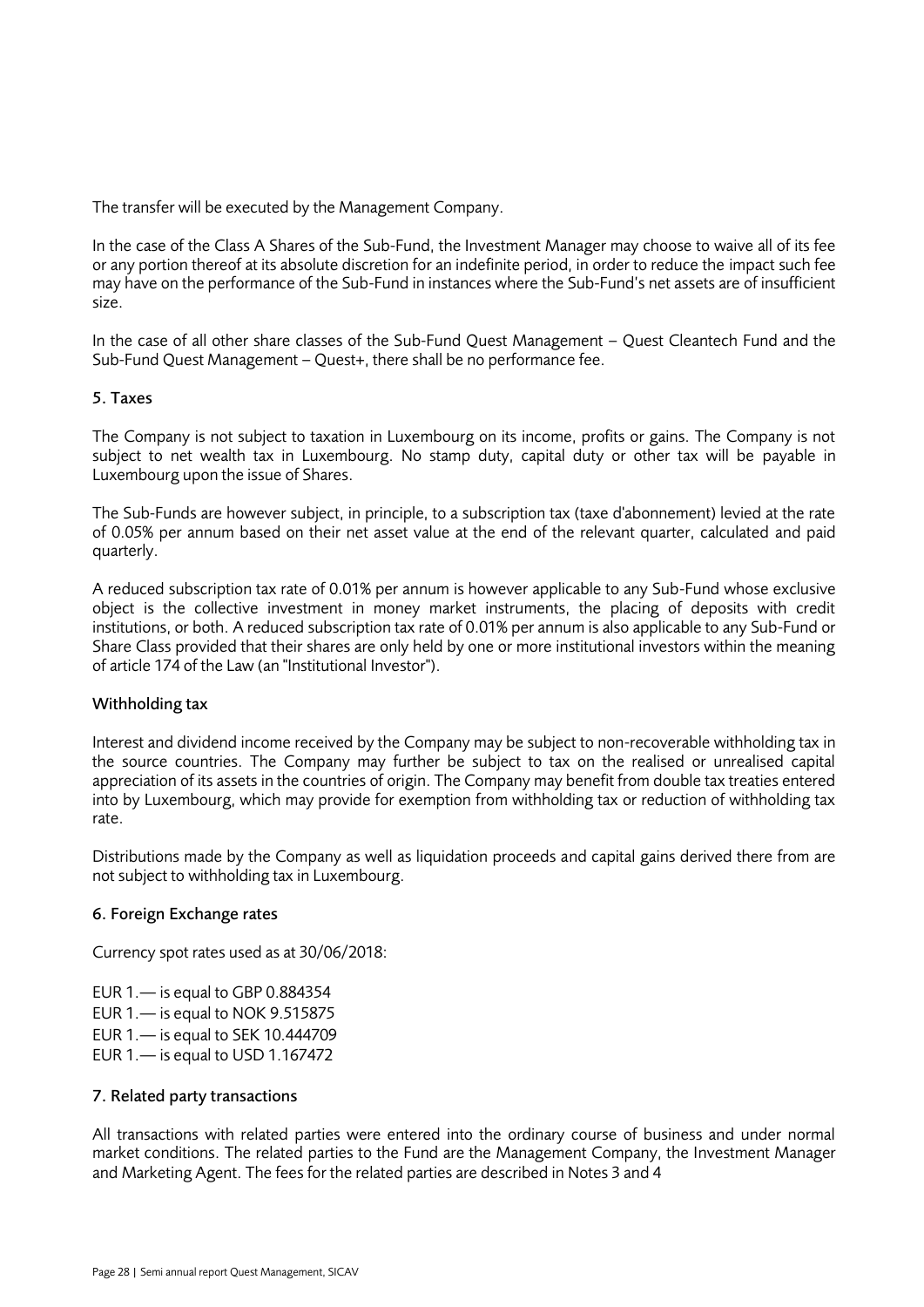The transfer will be executed by the Management Company.

In the case of the Class A Shares of the Sub-Fund, the Investment Manager may choose to waive all of its fee or any portion thereof at its absolute discretion for an indefinite period, in order to reduce the impact such fee may have on the performance of the Sub-Fund in instances where the Sub-Fund's net assets are of insufficient size.

In the case of all other share classes of the Sub-Fund Quest Management – Quest Cleantech Fund and the Sub-Fund Quest Management – Quest+, there shall be no performance fee.

## 5. Taxes

The Company is not subject to taxation in Luxembourg on its income, profits or gains. The Company is not subject to net wealth tax in Luxembourg. No stamp duty, capital duty or other tax will be payable in Luxembourg upon the issue of Shares.

The Sub-Funds are however subject, in principle, to a subscription tax (taxe d'abonnement) levied at the rate of 0.05% per annum based on their net asset value at the end of the relevant quarter, calculated and paid quarterly.

A reduced subscription tax rate of 0.01% per annum is however applicable to any Sub-Fund whose exclusive object is the collective investment in money market instruments, the placing of deposits with credit institutions, or both. A reduced subscription tax rate of 0.01% per annum is also applicable to any Sub-Fund or Share Class provided that their shares are only held by one or more institutional investors within the meaning of article 174 of the Law (an "Institutional Investor").

### Withholding tax

Interest and dividend income received by the Company may be subject to non-recoverable withholding tax in the source countries. The Company may further be subject to tax on the realised or unrealised capital appreciation of its assets in the countries of origin. The Company may benefit from double tax treaties entered into by Luxembourg, which may provide for exemption from withholding tax or reduction of withholding tax rate.

Distributions made by the Company as well as liquidation proceeds and capital gains derived there from are not subject to withholding tax in Luxembourg.

## 6. Foreign Exchange rates

Currency spot rates used as at 30/06/2018:

EUR 1.— is equal to GBP 0.884354
EUR 1.— is equal to NOK 9.515875
EUR 1.— is equal to SEK 10.444709
EUR 1.— is equal to USD 1.167472

## 7. Related party transactions

All transactions with related parties were entered into the ordinary course of business and under normal market conditions. The related parties to the Fund are the Management Company, the Investment Manager and Marketing Agent. The fees for the related parties are described in Notes 3 and 4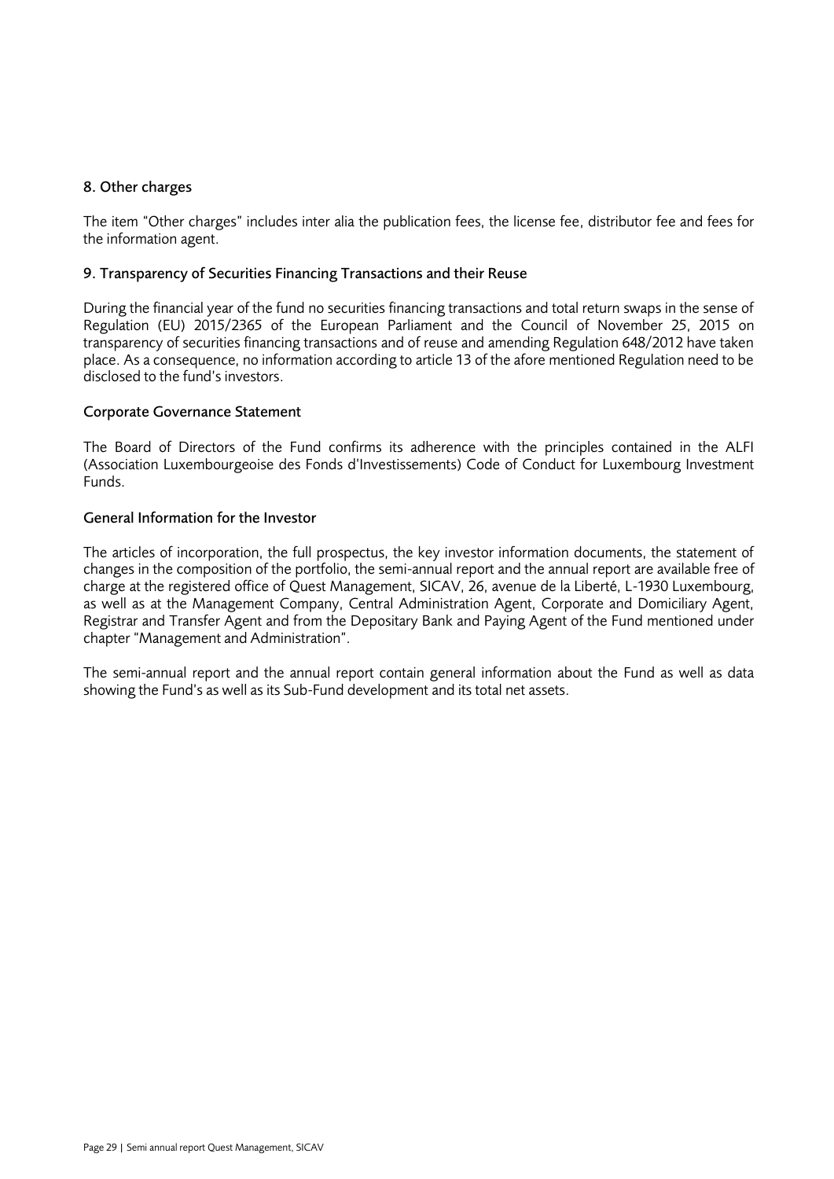## 8. Other charges

The item "Other charges" includes inter alia the publication fees, the license fee, distributor fee and fees for the information agent.

## 9. Transparency of Securities Financing Transactions and their Reuse

During the financial year of the fund no securities financing transactions and total return swaps in the sense of Regulation (EU) 2015/2365 of the European Parliament and the Council of November 25, 2015 on transparency of securities financing transactions and of reuse and amending Regulation 648/2012 have taken place. As a consequence, no information according to article 13 of the afore mentioned Regulation need to be disclosed to the fund's investors.

## Corporate Governance Statement

The Board of Directors of the Fund confirms its adherence with the principles contained in the ALFI (Association Luxembourgeoise des Fonds d'Investissements) Code of Conduct for Luxembourg Investment Funds.

## General Information for the Investor

The articles of incorporation, the full prospectus, the key investor information documents, the statement of changes in the composition of the portfolio, the semi-annual report and the annual report are available free of charge at the registered office of Quest Management, SICAV, 26, avenue de la Liberté, L-1930 Luxembourg, as well as at the Management Company, Central Administration Agent, Corporate and Domiciliary Agent, Registrar and Transfer Agent and from the Depositary Bank and Paying Agent of the Fund mentioned under chapter "Management and Administration".

The semi-annual report and the annual report contain general information about the Fund as well as data showing the Fund's as well as its Sub-Fund development and its total net assets.